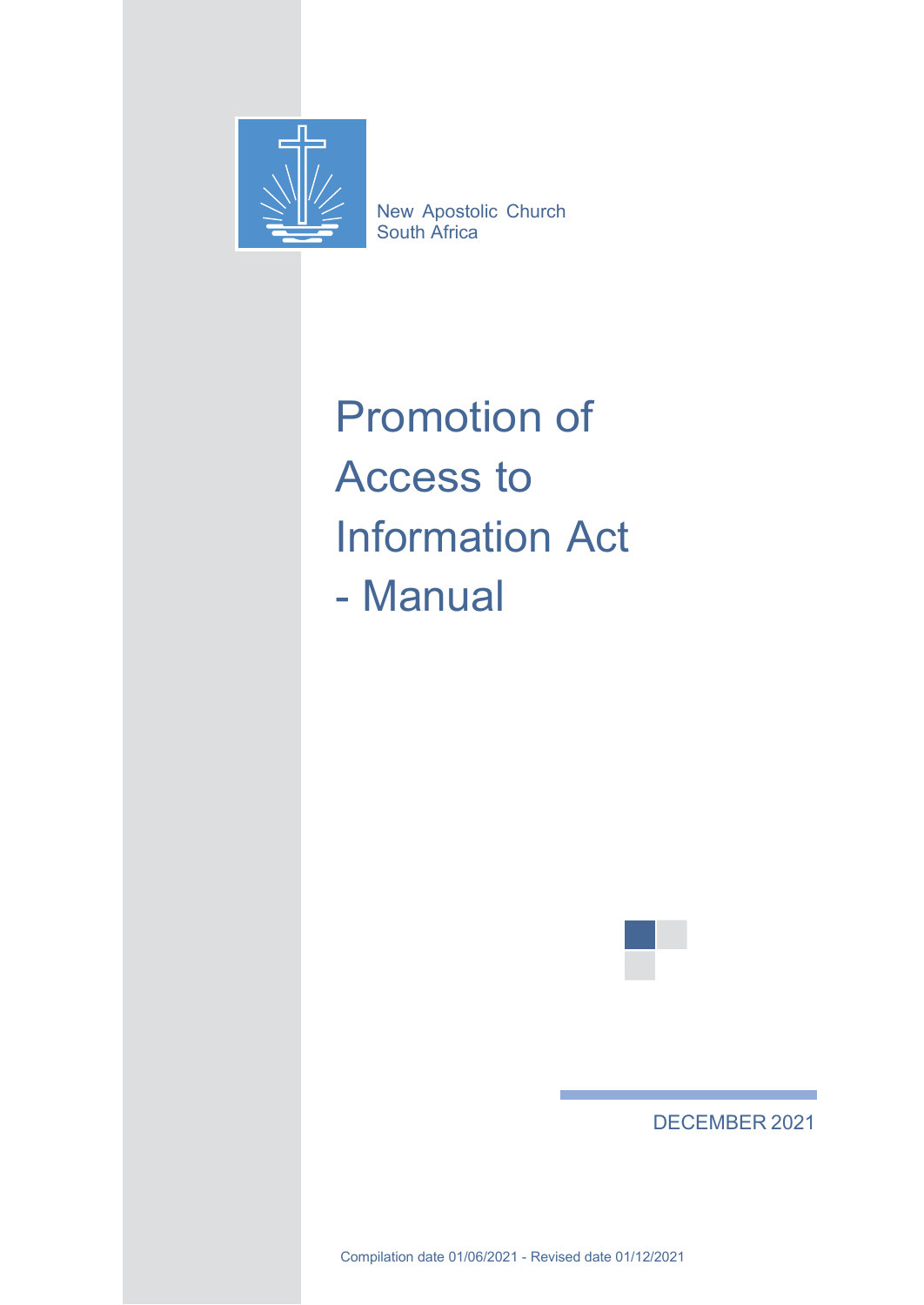New Apostolic Church
South Africa

# Promotion of Access to Information Act - Manual

DECEMBER 2021

Compilation date 01/06/2021 - Revised date 01/12/2021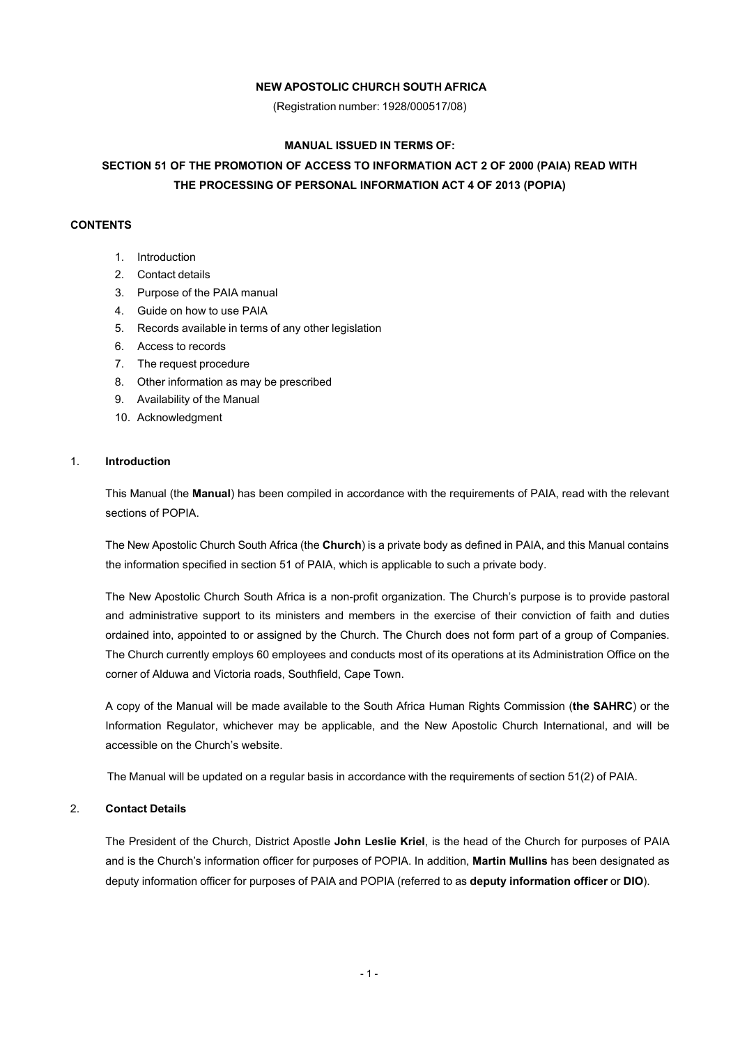**NEW APOSTOLIC CHURCH SOUTH AFRICA**

(Registration number: 1928/000517/08)

**MANUAL ISSUED IN TERMS OF:**

**SECTION 51 OF THE PROMOTION OF ACCESS TO INFORMATION ACT 2 OF 2000 (PAIA) READ WITH THE PROCESSING OF PERSONAL INFORMATION ACT 4 OF 2013 (POPIA)**

**CONTENTS**

1. Introduction
2. Contact details
3. Purpose of the PAIA manual
4. Guide on how to use PAIA
5. Records available in terms of any other legislation
6. Access to records
7. The request procedure
8. Other information as may be prescribed
9. Availability of the Manual
10. Acknowledgment

## 1. **Introduction**

This Manual (the **Manual**) has been compiled in accordance with the requirements of PAIA, read with the relevant sections of POPIA.

The New Apostolic Church South Africa (the **Church**) is a private body as defined in PAIA, and this Manual contains the information specified in section 51 of PAIA, which is applicable to such a private body.

The New Apostolic Church South Africa is a non-profit organization. The Church's purpose is to provide pastoral and administrative support to its ministers and members in the exercise of their conviction of faith and duties ordained into, appointed to or assigned by the Church. The Church does not form part of a group of Companies. The Church currently employs 60 employees and conducts most of its operations at its Administration Office on the corner of Alduwa and Victoria roads, Southfield, Cape Town.

A copy of the Manual will be made available to the South Africa Human Rights Commission (**the SAHRC**) or the Information Regulator, whichever may be applicable, and the New Apostolic Church International, and will be accessible on the Church's website.

The Manual will be updated on a regular basis in accordance with the requirements of section 51(2) of PAIA.

## 2. **Contact Details**

The President of the Church, District Apostle **John Leslie Kriel**, is the head of the Church for purposes of PAIA and is the Church's information officer for purposes of POPIA. In addition, **Martin Mullins** has been designated as deputy information officer for purposes of PAIA and POPIA (referred to as **deputy information officer** or **DIO**).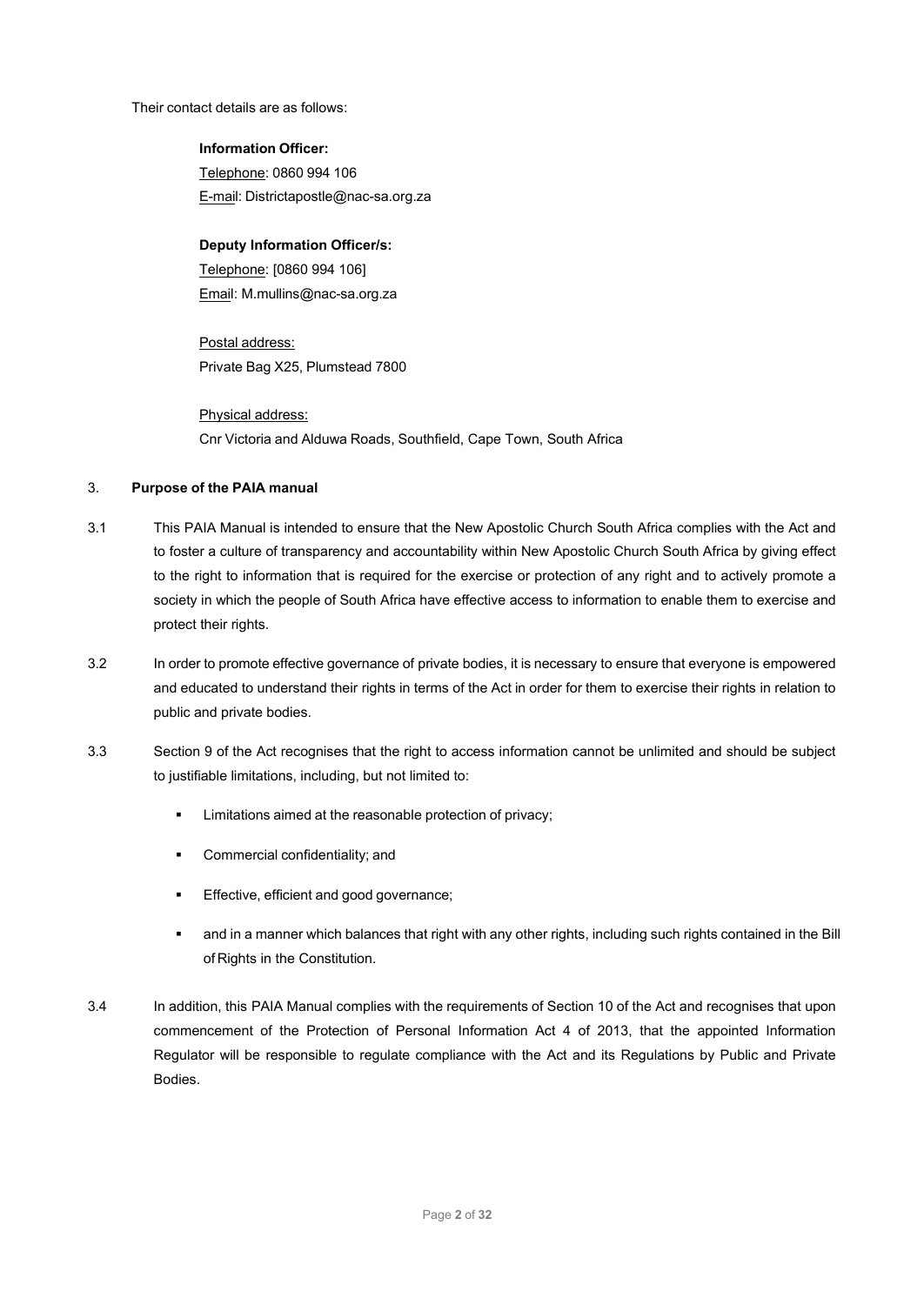Their contact details are as follows:

**Information Officer:**
Telephone: 0860 994 106
E-mail: Districtapostle@nac-sa.org.za

**Deputy Information Officer/s:**
Telephone: [0860 994 106]
Email: M.mullins@nac-sa.org.za

Postal address:
Private Bag X25, Plumstead 7800

Physical address:
Cnr Victoria and Alduwa Roads, Southfield, Cape Town, South Africa

## 3. Purpose of the PAIA manual

3.1 This PAIA Manual is intended to ensure that the New Apostolic Church South Africa complies with the Act and to foster a culture of transparency and accountability within New Apostolic Church South Africa by giving effect to the right to information that is required for the exercise or protection of any right and to actively promote a society in which the people of South Africa have effective access to information to enable them to exercise and protect their rights.

3.2 In order to promote effective governance of private bodies, it is necessary to ensure that everyone is empowered and educated to understand their rights in terms of the Act in order for them to exercise their rights in relation to public and private bodies.

3.3 Section 9 of the Act recognises that the right to access information cannot be unlimited and should be subject to justifiable limitations, including, but not limited to:

- Limitations aimed at the reasonable protection of privacy;
- Commercial confidentiality; and
- Effective, efficient and good governance;
- and in a manner which balances that right with any other rights, including such rights contained in the Bill of Rights in the Constitution.

3.4 In addition, this PAIA Manual complies with the requirements of Section 10 of the Act and recognises that upon commencement of the Protection of Personal Information Act 4 of 2013, that the appointed Information Regulator will be responsible to regulate compliance with the Act and its Regulations by Public and Private Bodies.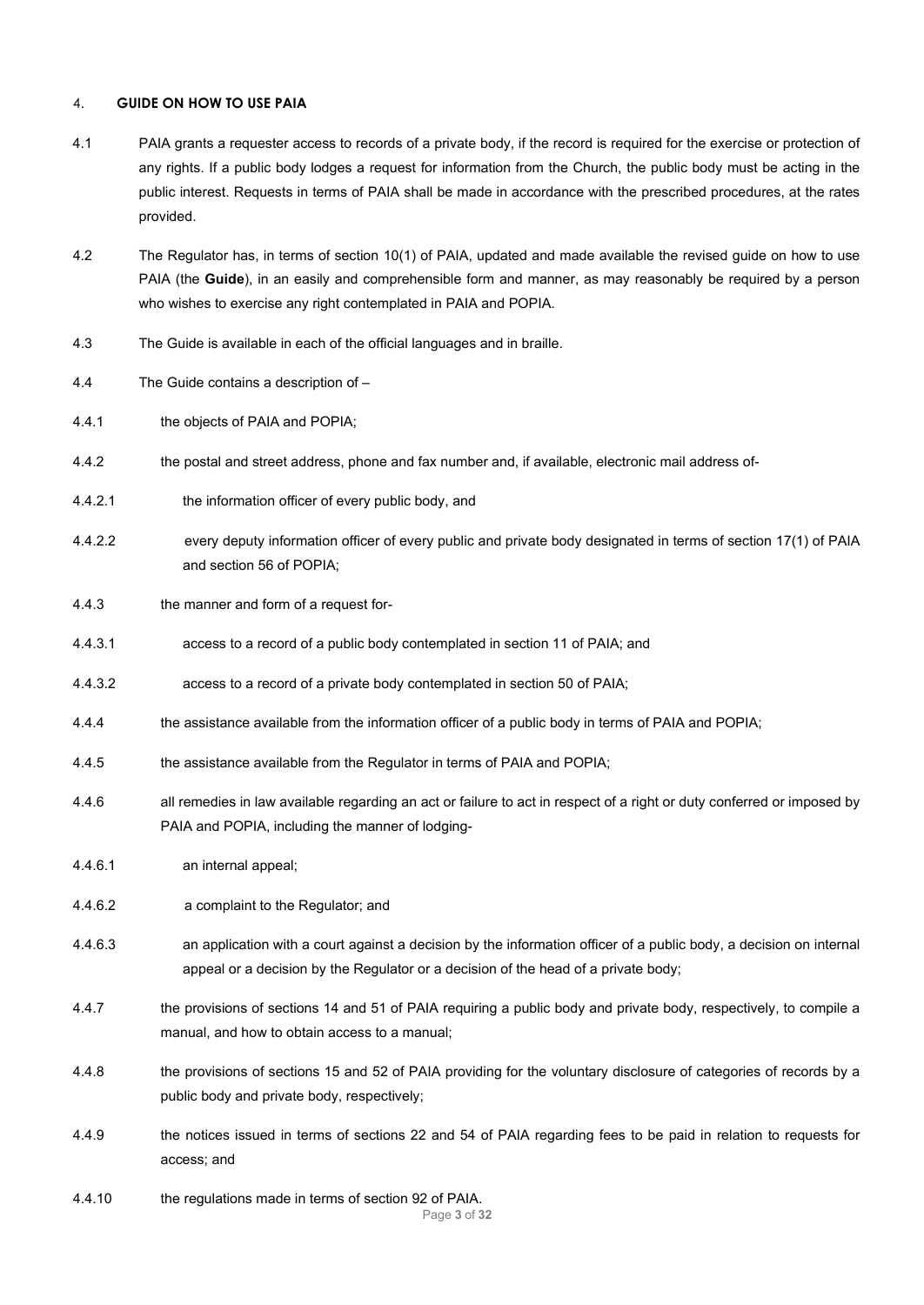## 4. GUIDE ON HOW TO USE PAIA

4.1 PAIA grants a requester access to records of a private body, if the record is required for the exercise or protection of any rights. If a public body lodges a request for information from the Church, the public body must be acting in the public interest. Requests in terms of PAIA shall be made in accordance with the prescribed procedures, at the rates provided.

4.2 The Regulator has, in terms of section 10(1) of PAIA, updated and made available the revised guide on how to use PAIA (the **Guide**), in an easily and comprehensible form and manner, as may reasonably be required by a person who wishes to exercise any right contemplated in PAIA and POPIA.

4.3 The Guide is available in each of the official languages and in braille.

4.4 The Guide contains a description of –

4.4.1 the objects of PAIA and POPIA;

4.4.2 the postal and street address, phone and fax number and, if available, electronic mail address of-

4.4.2.1 the information officer of every public body, and

4.4.2.2 every deputy information officer of every public and private body designated in terms of section 17(1) of PAIA and section 56 of POPIA;

4.4.3 the manner and form of a request for-

4.4.3.1 access to a record of a public body contemplated in section 11 of PAIA; and

4.4.3.2 access to a record of a private body contemplated in section 50 of PAIA;

4.4.4 the assistance available from the information officer of a public body in terms of PAIA and POPIA;

4.4.5 the assistance available from the Regulator in terms of PAIA and POPIA;

4.4.6 all remedies in law available regarding an act or failure to act in respect of a right or duty conferred or imposed by PAIA and POPIA, including the manner of lodging-

4.4.6.1 an internal appeal;

4.4.6.2 a complaint to the Regulator; and

4.4.6.3 an application with a court against a decision by the information officer of a public body, a decision on internal appeal or a decision by the Regulator or a decision of the head of a private body;

4.4.7 the provisions of sections 14 and 51 of PAIA requiring a public body and private body, respectively, to compile a manual, and how to obtain access to a manual;

4.4.8 the provisions of sections 15 and 52 of PAIA providing for the voluntary disclosure of categories of records by a public body and private body, respectively;

4.4.9 the notices issued in terms of sections 22 and 54 of PAIA regarding fees to be paid in relation to requests for access; and

4.4.10 the regulations made in terms of section 92 of PAIA.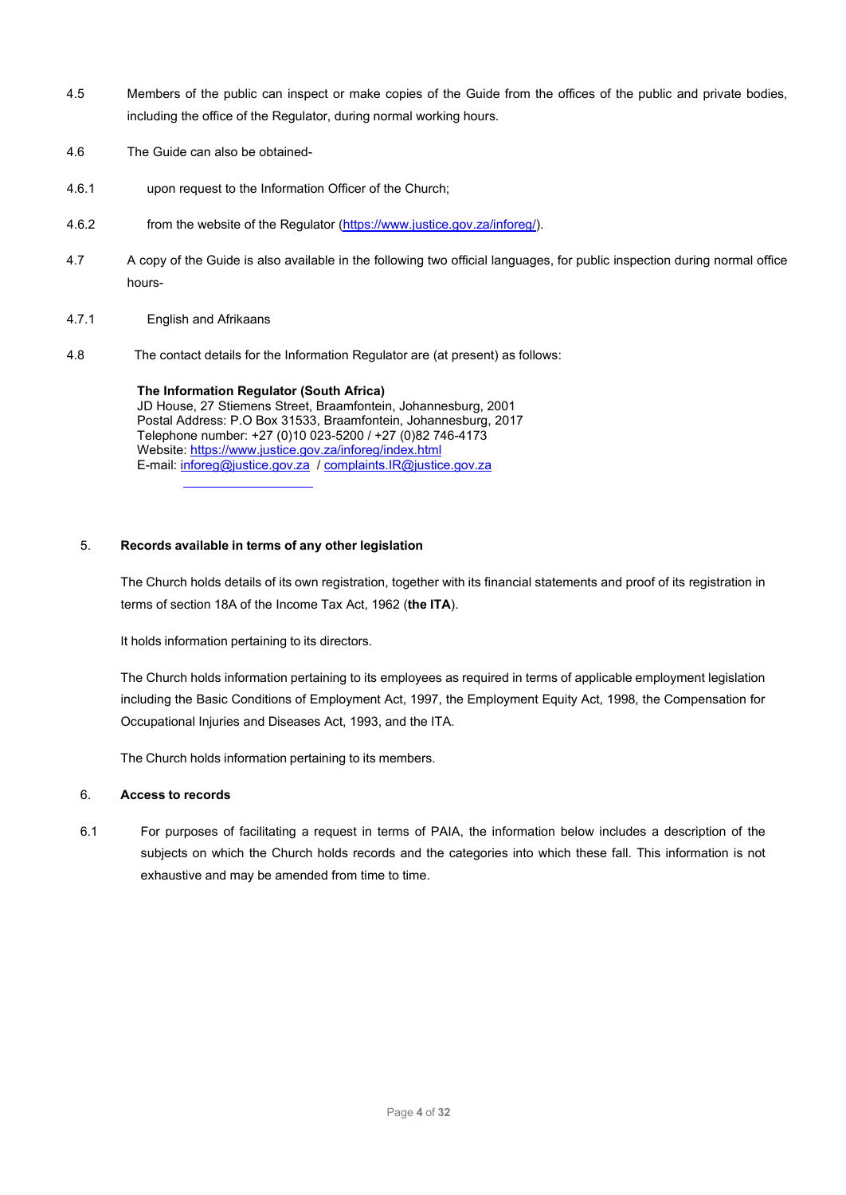4.5 Members of the public can inspect or make copies of the Guide from the offices of the public and private bodies, including the office of the Regulator, during normal working hours.

4.6 The Guide can also be obtained-

4.6.1 upon request to the Information Officer of the Church;

4.6.2 from the website of the Regulator (https://www.justice.gov.za/inforeg/).

4.7 A copy of the Guide is also available in the following two official languages, for public inspection during normal office hours-

4.7.1 English and Afrikaans

4.8 The contact details for the Information Regulator are (at present) as follows:

**The Information Regulator (South Africa)**
JD House, 27 Stiemens Street, Braamfontein, Johannesburg, 2001
Postal Address: P.O Box 31533, Braamfontein, Johannesburg, 2017
Telephone number: +27 (0)10 023-5200 / +27 (0)82 746-4173
Website: https://www.justice.gov.za/inforeg/index.html
E-mail: inforeg@justice.gov.za / complaints.IR@justice.gov.za

## 5. Records available in terms of any other legislation

The Church holds details of its own registration, together with its financial statements and proof of its registration in terms of section 18A of the Income Tax Act, 1962 (**the ITA**).

It holds information pertaining to its directors.

The Church holds information pertaining to its employees as required in terms of applicable employment legislation including the Basic Conditions of Employment Act, 1997, the Employment Equity Act, 1998, the Compensation for Occupational Injuries and Diseases Act, 1993, and the ITA.

The Church holds information pertaining to its members.

## 6. Access to records

6.1 For purposes of facilitating a request in terms of PAIA, the information below includes a description of the subjects on which the Church holds records and the categories into which these fall. This information is not exhaustive and may be amended from time to time.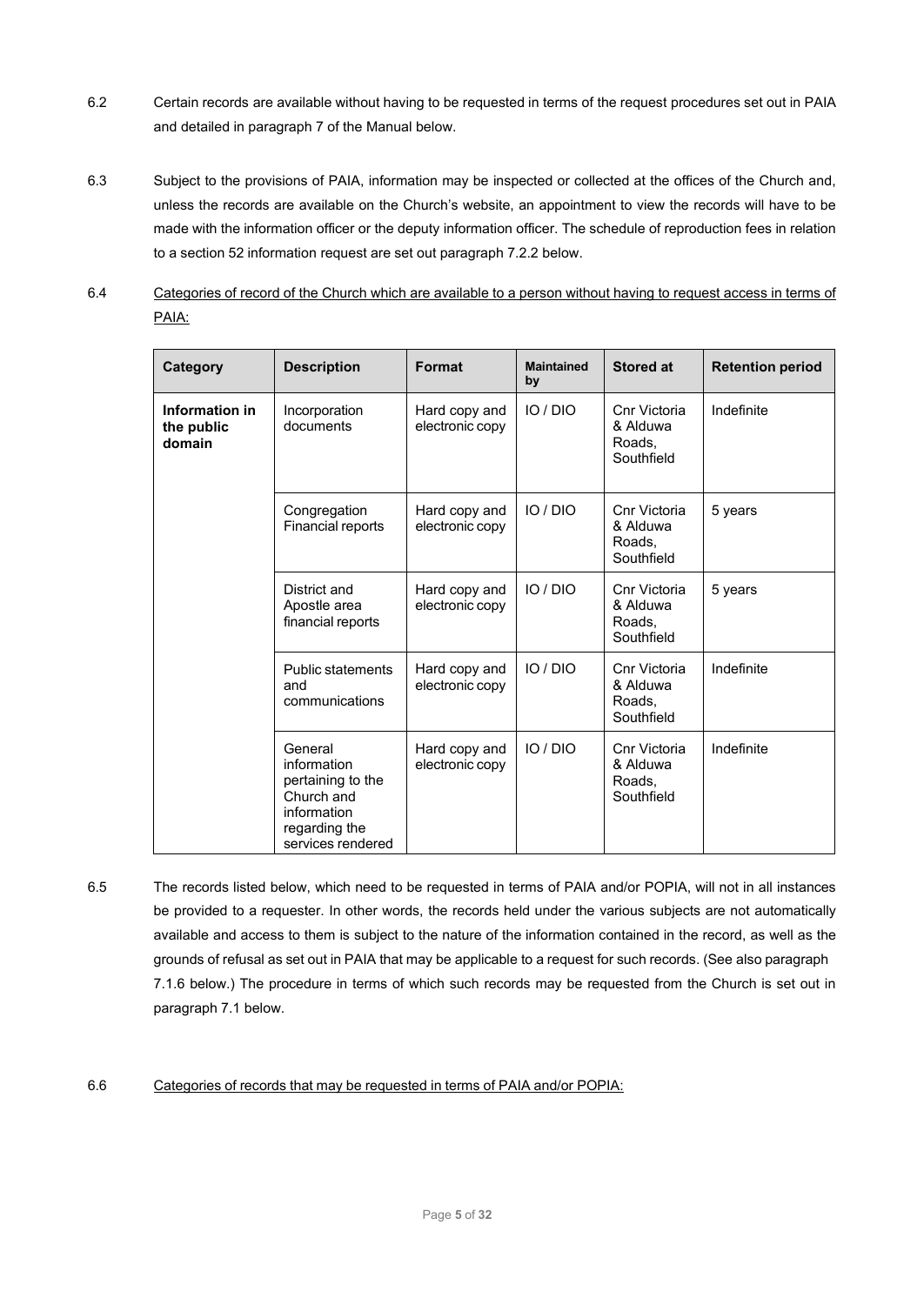6.2 Certain records are available without having to be requested in terms of the request procedures set out in PAIA and detailed in paragraph 7 of the Manual below.

6.3 Subject to the provisions of PAIA, information may be inspected or collected at the offices of the Church and, unless the records are available on the Church's website, an appointment to view the records will have to be made with the information officer or the deputy information officer. The schedule of reproduction fees in relation to a section 52 information request are set out paragraph 7.2.2 below.

6.4 <u>Categories of record of the Church which are available to a person without having to request access in terms of PAIA:</u>

| Category | Description | Format | Maintained by | Stored at | Retention period |
|---|---|---|---|---|---|
| **Information in the public domain** | Incorporation documents | Hard copy and electronic copy | IO / DIO | Cnr Victoria & Alduwa Roads, Southfield | Indefinite |
| | Congregation Financial reports | Hard copy and electronic copy | IO / DIO | Cnr Victoria & Alduwa Roads, Southfield | 5 years |
| | District and Apostle area financial reports | Hard copy and electronic copy | IO / DIO | Cnr Victoria & Alduwa Roads, Southfield | 5 years |
| | Public statements and communications | Hard copy and electronic copy | IO / DIO | Cnr Victoria & Alduwa Roads, Southfield | Indefinite |
| | General information pertaining to the Church and information regarding the services rendered | Hard copy and electronic copy | IO / DIO | Cnr Victoria & Alduwa Roads, Southfield | Indefinite |

6.5 The records listed below, which need to be requested in terms of PAIA and/or POPIA, will not in all instances be provided to a requester. In other words, the records held under the various subjects are not automatically available and access to them is subject to the nature of the information contained in the record, as well as the grounds of refusal as set out in PAIA that may be applicable to a request for such records. (See also paragraph 7.1.6 below.) The procedure in terms of which such records may be requested from the Church is set out in paragraph 7.1 below.

6.6 <u>Categories of records that may be requested in terms of PAIA and/or POPIA:</u>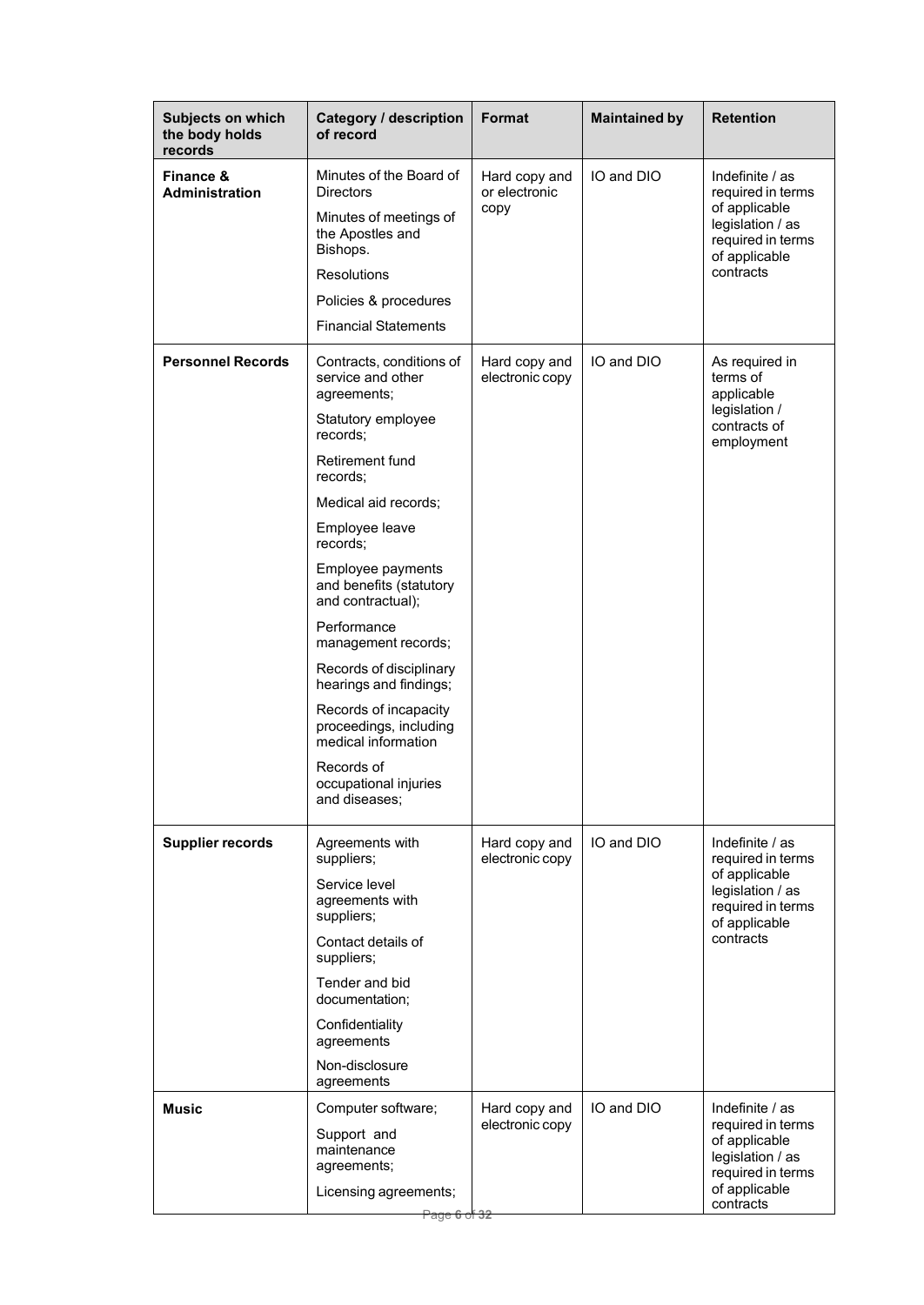| Subjects on which the body holds records | Category / description of record | Format | Maintained by | Retention |
|---|---|---|---|---|
| **Finance & Administration** | Minutes of the Board of Directors<br>Minutes of meetings of the Apostles and Bishops.<br>Resolutions<br>Policies & procedures<br>Financial Statements | Hard copy and or electronic copy | IO and DIO | Indefinite / as required in terms of applicable legislation / as required in terms of applicable contracts |
| **Personnel Records** | Contracts, conditions of service and other agreements;<br>Statutory employee records;<br>Retirement fund records;<br>Medical aid records;<br>Employee leave records;<br>Employee payments and benefits (statutory and contractual);<br>Performance management records;<br>Records of disciplinary hearings and findings;<br>Records of incapacity proceedings, including medical information<br>Records of occupational injuries and diseases; | Hard copy and electronic copy | IO and DIO | As required in terms of applicable legislation / contracts of employment |
| **Supplier records** | Agreements with suppliers;<br>Service level agreements with suppliers;<br>Contact details of suppliers;<br>Tender and bid documentation;<br>Confidentiality agreements<br>Non-disclosure agreements | Hard copy and electronic copy | IO and DIO | Indefinite / as required in terms of applicable legislation / as required in terms of applicable contracts |
| **Music** | Computer software;<br>Support and maintenance agreements;<br>Licensing agreements; | Hard copy and electronic copy | IO and DIO | Indefinite / as required in terms of applicable legislation / as required in terms of applicable contracts |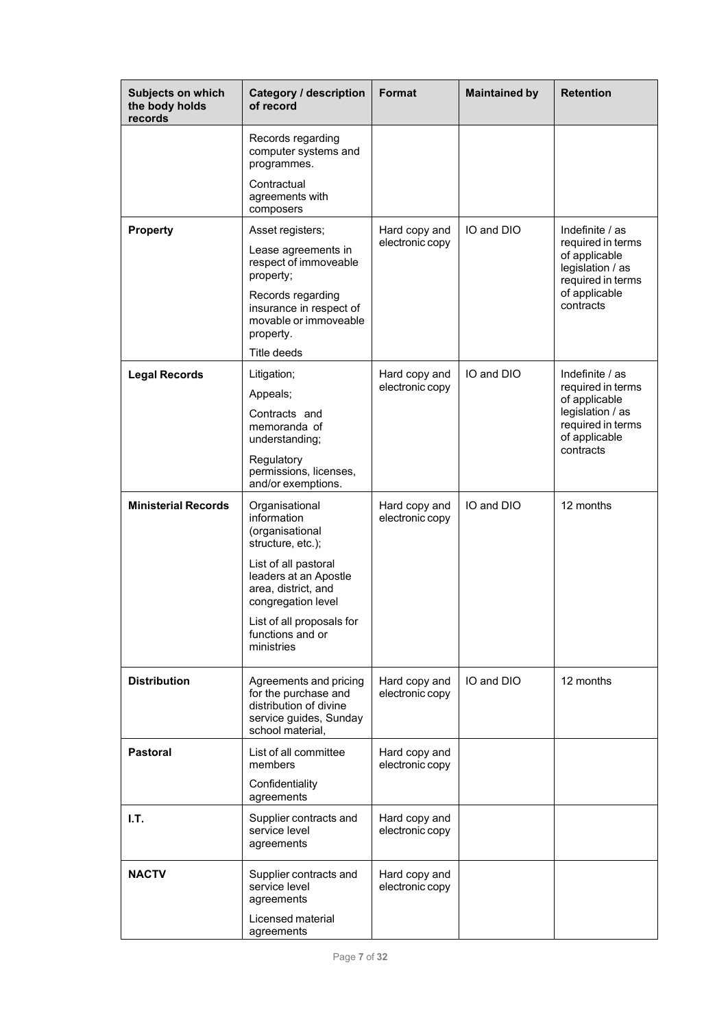| Subjects on which the body holds records | Category / description of record | Format | Maintained by | Retention |
|---|---|---|---|---|
| | Records regarding computer systems and programmes.<br>Contractual agreements with composers | | | |
| **Property** | Asset registers;<br>Lease agreements in respect of immoveable property;<br>Records regarding insurance in respect of movable or immoveable property.<br>Title deeds | Hard copy and electronic copy | IO and DIO | Indefinite / as required in terms of applicable legislation / as required in terms of applicable contracts |
| **Legal Records** | Litigation;<br>Appeals;<br>Contracts and memoranda of understanding;<br>Regulatory permissions, licenses, and/or exemptions. | Hard copy and electronic copy | IO and DIO | Indefinite / as required in terms of applicable legislation / as required in terms of applicable contracts |
| **Ministerial Records** | Organisational information (organisational structure, etc.);<br>List of all pastoral leaders at an Apostle area, district, and congregation level<br>List of all proposals for functions and or ministries | Hard copy and electronic copy | IO and DIO | 12 months |
| **Distribution** | Agreements and pricing for the purchase and distribution of divine service guides, Sunday school material, | Hard copy and electronic copy | IO and DIO | 12 months |
| **Pastoral** | List of all committee members<br>Confidentiality agreements | Hard copy and electronic copy | | |
| **I.T.** | Supplier contracts and service level agreements | Hard copy and electronic copy | | |
| **NACTV** | Supplier contracts and service level agreements<br>Licensed material agreements | Hard copy and electronic copy | | |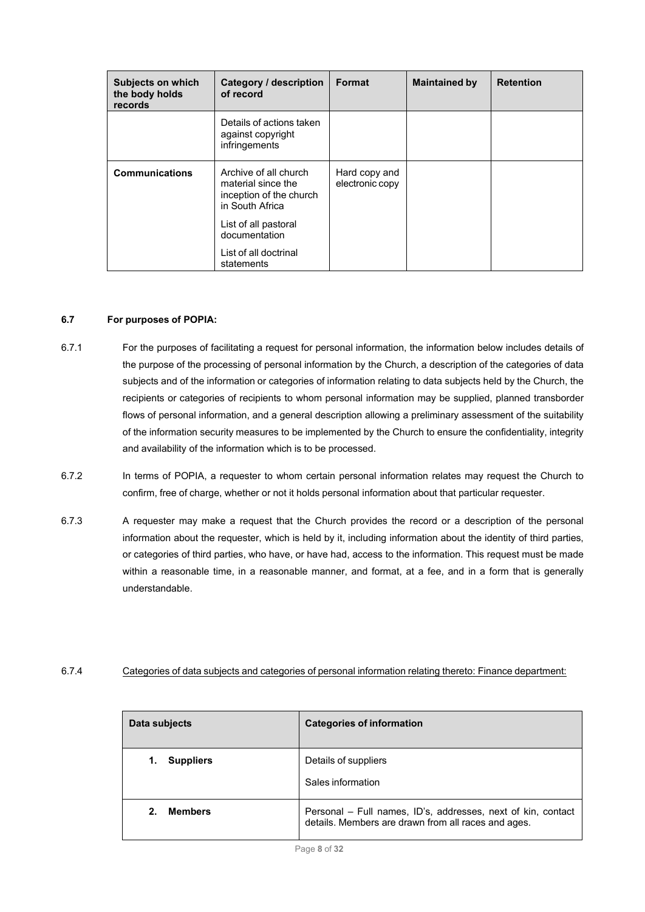| Subjects on which the body holds records | Category / description of record | Format | Maintained by | Retention |
|---|---|---|---|---|
| | Details of actions taken against copyright infringements | | | |
| **Communications** | Archive of all church material since the inception of the church in South Africa<br><br>List of all pastoral documentation<br><br>List of all doctrinal statements | Hard copy and electronic copy | | |

**6.7 For purposes of POPIA:**

6.7.1 For the purposes of facilitating a request for personal information, the information below includes details of the purpose of the processing of personal information by the Church, a description of the categories of data subjects and of the information or categories of information relating to data subjects held by the Church, the recipients or categories of recipients to whom personal information may be supplied, planned transborder flows of personal information, and a general description allowing a preliminary assessment of the suitability of the information security measures to be implemented by the Church to ensure the confidentiality, integrity and availability of the information which is to be processed.

6.7.2 In terms of POPIA, a requester to whom certain personal information relates may request the Church to confirm, free of charge, whether or not it holds personal information about that particular requester.

6.7.3 A requester may make a request that the Church provides the record or a description of the personal information about the requester, which is held by it, including information about the identity of third parties, or categories of third parties, who have, or have had, access to the information. This request must be made within a reasonable time, in a reasonable manner, and format, at a fee, and in a form that is generally understandable.

6.7.4 Categories of data subjects and categories of personal information relating thereto: Finance department:

| Data subjects | Categories of information |
|---|---|
| **1. Suppliers** | Details of suppliers<br><br>Sales information |
| **2. Members** | Personal – Full names, ID's, addresses, next of kin, contact details. Members are drawn from all races and ages. |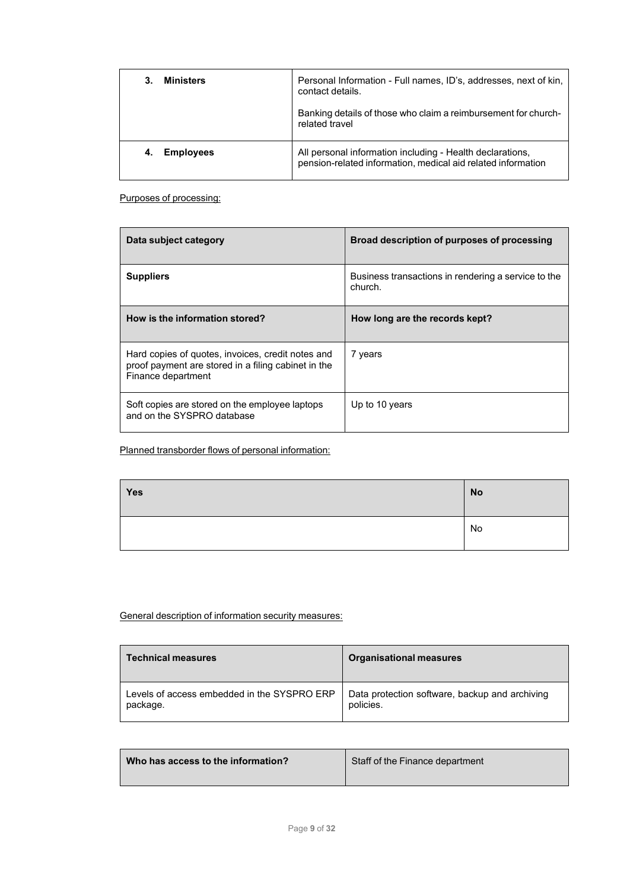| 3. **Ministers** | Personal Information - Full names, ID's, addresses, next of kin, contact details.<br><br>Banking details of those who claim a reimbursement for church-related travel |
|---|---|
| 4. **Employees** | All personal information including - Health declarations, pension-related information, medical aid related information |

Purposes of processing:

| **Data subject category** | **Broad description of purposes of processing** |
|---|---|
| **Suppliers** | Business transactions in rendering a service to the church. |
| **How is the information stored?** | **How long are the records kept?** |
| Hard copies of quotes, invoices, credit notes and proof payment are stored in a filing cabinet in the Finance department | 7 years |
| Soft copies are stored on the employee laptops and on the SYSPRO database | Up to 10 years |

Planned transborder flows of personal information:

| **Yes** | **No** |
|---|---|
| | No |

General description of information security measures:

| **Technical measures** | **Organisational measures** |
|---|---|
| Levels of access embedded in the SYSPRO ERP package. | Data protection software, backup and archiving policies. |

| **Who has access to the information?** | Staff of the Finance department |
|---|---|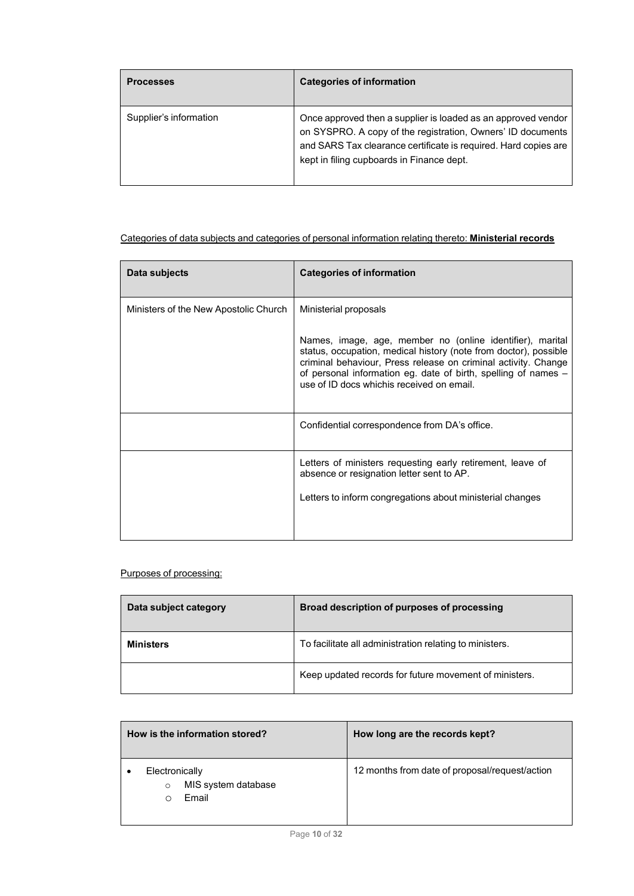| Processes | Categories of information |
| --- | --- |
| Supplier's information | Once approved then a supplier is loaded as an approved vendor on SYSPRO. A copy of the registration, Owners' ID documents and SARS Tax clearance certificate is required. Hard copies are kept in filing cupboards in Finance dept. |

Categories of data subjects and categories of personal information relating thereto: **Ministerial records**

| Data subjects | Categories of information |
| --- | --- |
| Ministers of the New Apostolic Church | Ministerial proposals<br><br>Names, image, age, member no (online identifier), marital status, occupation, medical history (note from doctor), possible criminal behaviour, Press release on criminal activity. Change of personal information eg. date of birth, spelling of names – use of ID docs whichis received on email. |
| | Confidential correspondence from DA's office. |
| | Letters of ministers requesting early retirement, leave of absence or resignation letter sent to AP.<br><br>Letters to inform congregations about ministerial changes |

Purposes of processing:

| Data subject category | Broad description of purposes of processing |
| --- | --- |
| **Ministers** | To facilitate all administration relating to ministers. |
| | Keep updated records for future movement of ministers. |

| How is the information stored? | How long are the records kept? |
| --- | --- |
| • Electronically<br>  ○ MIS system database<br>  ○ Email | 12 months from date of proposal/request/action |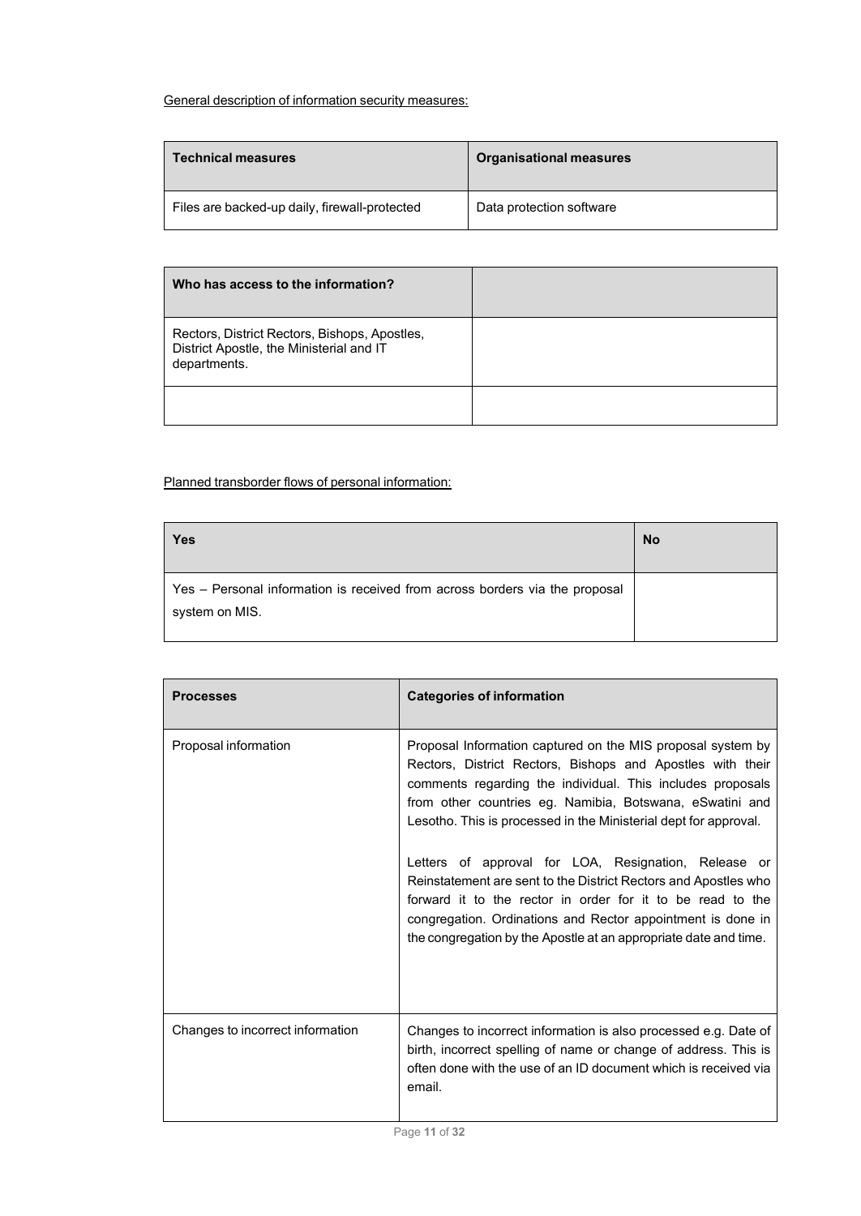<u>General description of information security measures:</u>

| Technical measures | Organisational measures |
| --- | --- |
| Files are backed-up daily, firewall-protected | Data protection software |

| Who has access to the information? | |
| --- | --- |
| Rectors, District Rectors, Bishops, Apostles, District Apostle, the Ministerial and IT departments. | |
| | |

<u>Planned transborder flows of personal information:</u>

| Yes | No |
| --- | --- |
| Yes – Personal information is received from across borders via the proposal system on MIS. | |

| Processes | Categories of information |
| --- | --- |
| Proposal information | Proposal Information captured on the MIS proposal system by Rectors, District Rectors, Bishops and Apostles with their comments regarding the individual. This includes proposals from other countries eg. Namibia, Botswana, eSwatini and Lesotho. This is processed in the Ministerial dept for approval.<br><br>Letters of approval for LOA, Resignation, Release or Reinstatement are sent to the District Rectors and Apostles who forward it to the rector in order for it to be read to the congregation. Ordinations and Rector appointment is done in the congregation by the Apostle at an appropriate date and time. |
| Changes to incorrect information | Changes to incorrect information is also processed e.g. Date of birth, incorrect spelling of name or change of address. This is often done with the use of an ID document which is received via email. |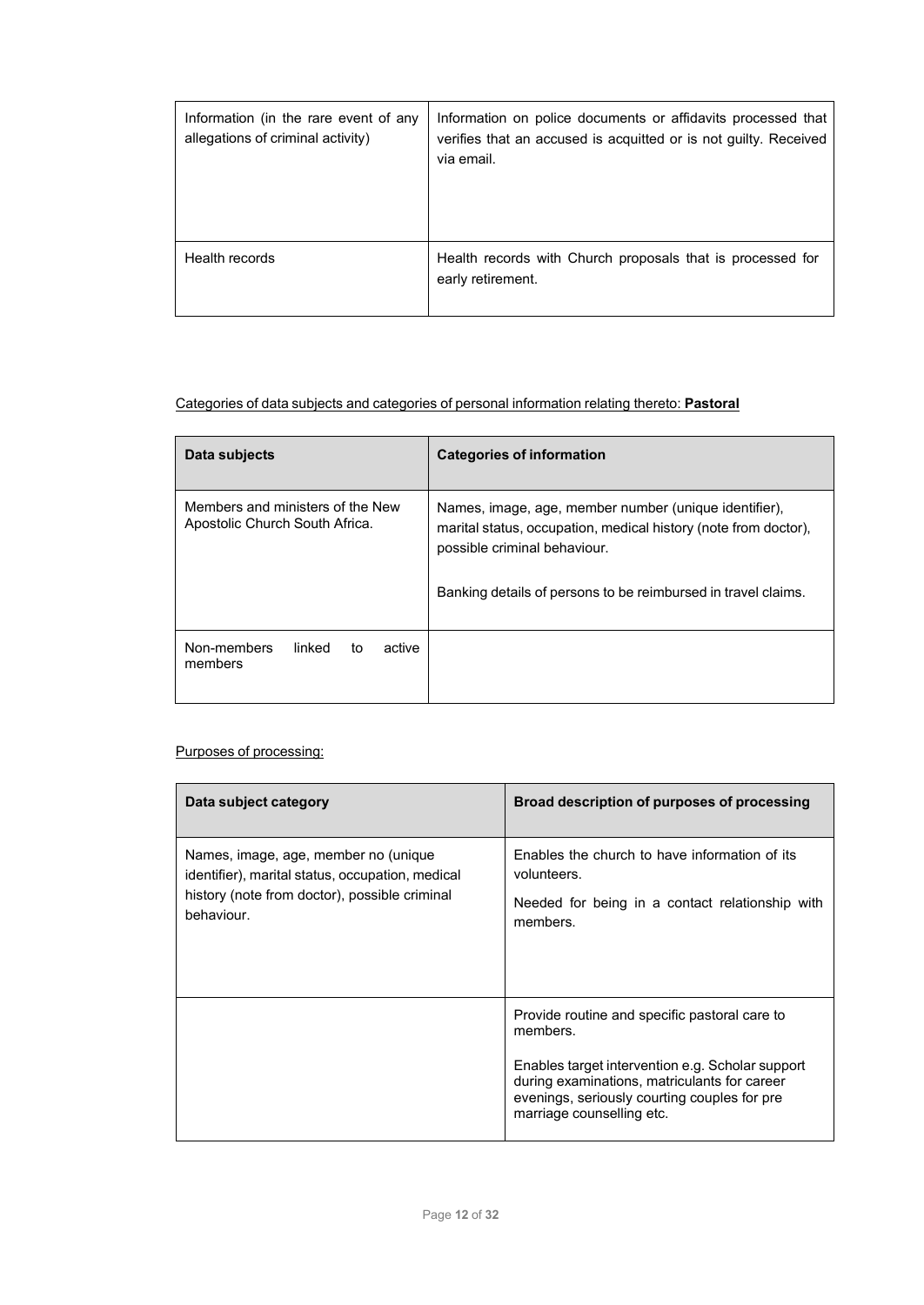| | |
|---|---|
| Information (in the rare event of any allegations of criminal activity) | Information on police documents or affidavits processed that verifies that an accused is acquitted or is not guilty. Received via email. |
| Health records | Health records with Church proposals that is processed for early retirement. |

Categories of data subjects and categories of personal information relating thereto: **Pastoral**

| Data subjects | Categories of information |
|---|---|
| Members and ministers of the New Apostolic Church South Africa. | Names, image, age, member number (unique identifier), marital status, occupation, medical history (note from doctor), possible criminal behaviour.<br><br>Banking details of persons to be reimbursed in travel claims. |
| Non-members linked to active members | |

Purposes of processing:

| Data subject category | Broad description of purposes of processing |
|---|---|
| Names, image, age, member no (unique identifier), marital status, occupation, medical history (note from doctor), possible criminal behaviour. | Enables the church to have information of its volunteers.<br><br>Needed for being in a contact relationship with members. |
| | Provide routine and specific pastoral care to members.<br><br>Enables target intervention e.g. Scholar support during examinations, matriculants for career evenings, seriously courting couples for pre marriage counselling etc. |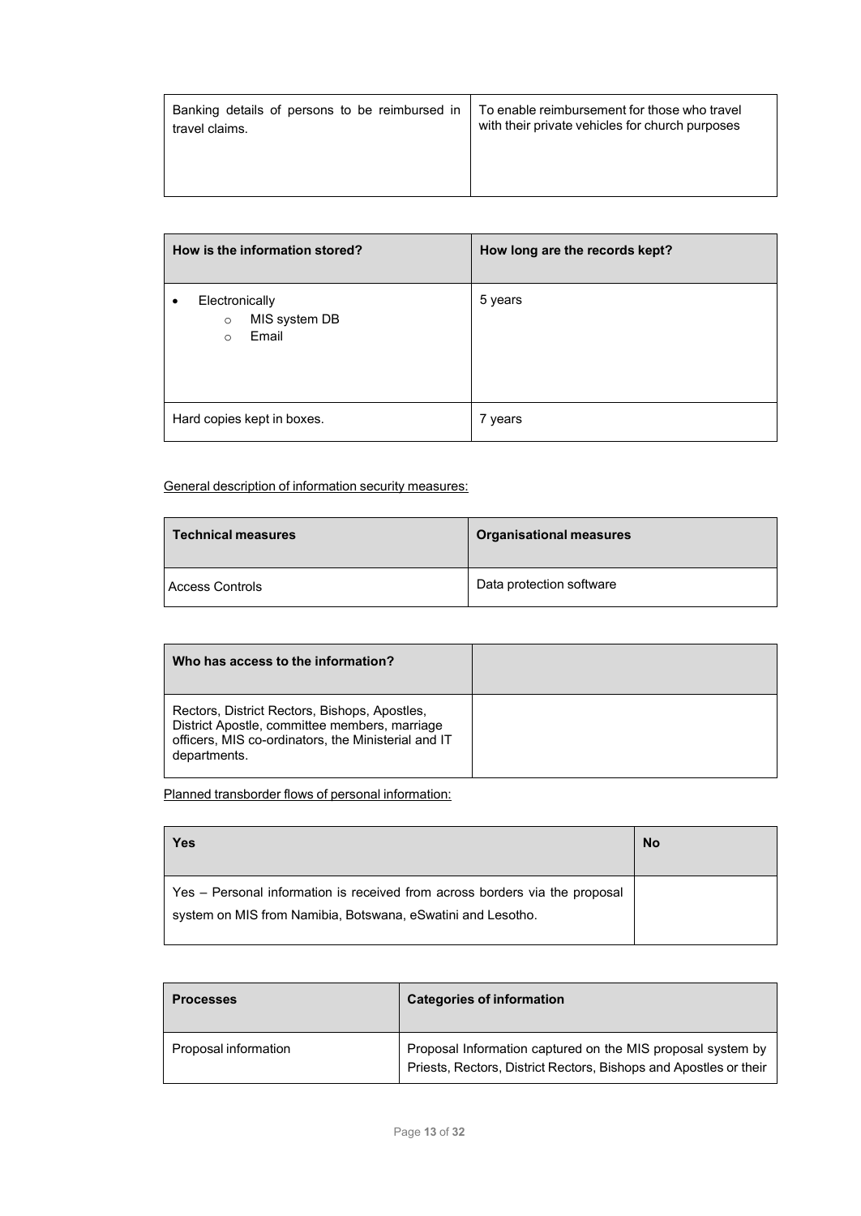| Banking details of persons to be reimbursed in travel claims. | To enable reimbursement for those who travel with their private vehicles for church purposes |
| --- | --- |

| How is the information stored? | How long are the records kept? |
| --- | --- |
| • Electronically<br>  ○ MIS system DB<br>  ○ Email | 5 years |
| Hard copies kept in boxes. | 7 years |

General description of information security measures:

| Technical measures | Organisational measures |
| --- | --- |
| Access Controls | Data protection software |

| Who has access to the information? | |
| --- | --- |
| Rectors, District Rectors, Bishops, Apostles, District Apostle, committee members, marriage officers, MIS co-ordinators, the Ministerial and IT departments. | |

Planned transborder flows of personal information:

| Yes | No |
| --- | --- |
| Yes – Personal information is received from across borders via the proposal system on MIS from Namibia, Botswana, eSwatini and Lesotho. | |

| Processes | Categories of information |
| --- | --- |
| Proposal information | Proposal Information captured on the MIS proposal system by Priests, Rectors, District Rectors, Bishops and Apostles or their |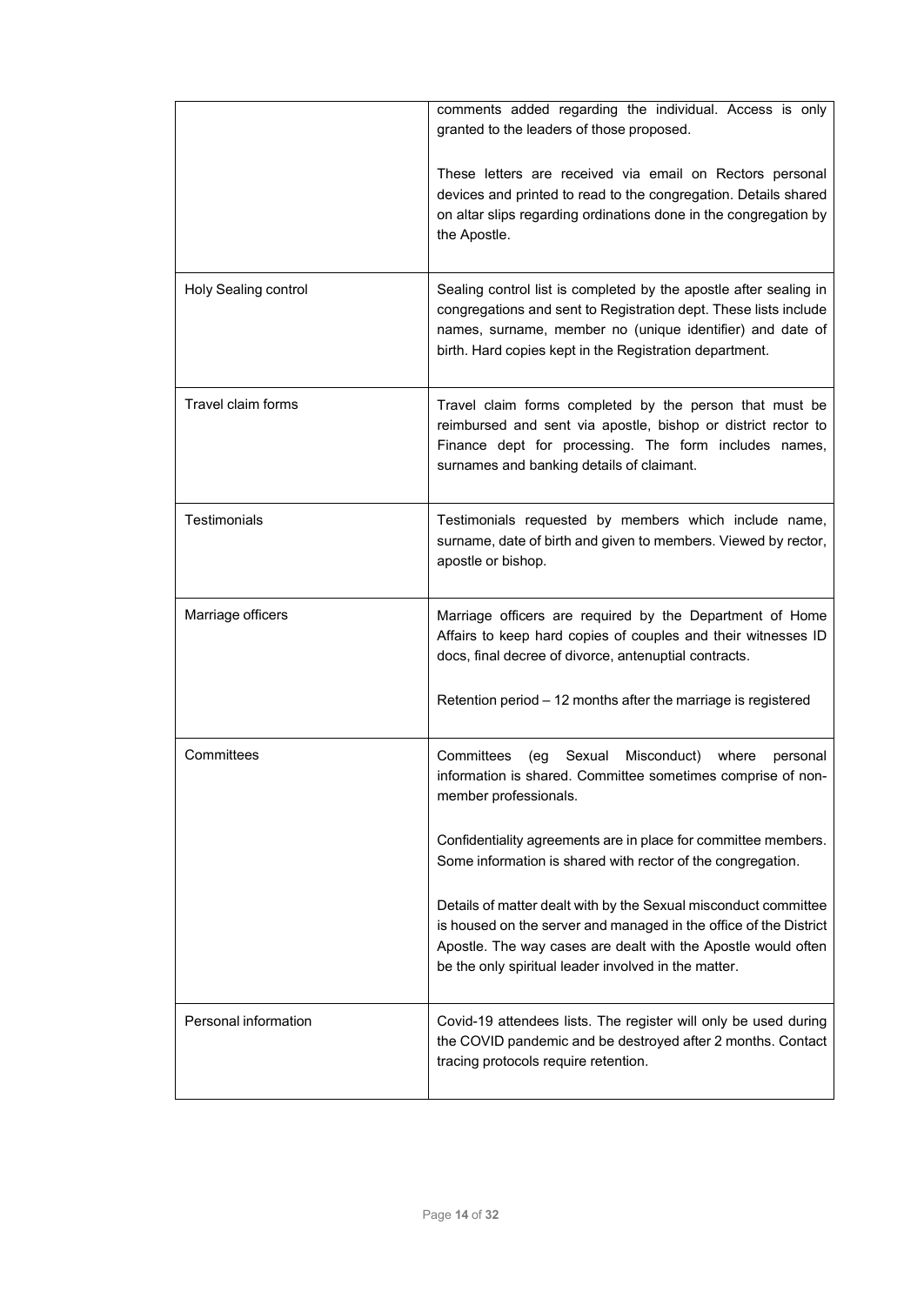| | |
|---|---|
| | comments added regarding the individual. Access is only granted to the leaders of those proposed.<br><br>These letters are received via email on Rectors personal devices and printed to read to the congregation. Details shared on altar slips regarding ordinations done in the congregation by the Apostle. |
| Holy Sealing control | Sealing control list is completed by the apostle after sealing in congregations and sent to Registration dept. These lists include names, surname, member no (unique identifier) and date of birth. Hard copies kept in the Registration department. |
| Travel claim forms | Travel claim forms completed by the person that must be reimbursed and sent via apostle, bishop or district rector to Finance dept for processing. The form includes names, surnames and banking details of claimant. |
| Testimonials | Testimonials requested by members which include name, surname, date of birth and given to members. Viewed by rector, apostle or bishop. |
| Marriage officers | Marriage officers are required by the Department of Home Affairs to keep hard copies of couples and their witnesses ID docs, final decree of divorce, antenuptial contracts.<br><br>Retention period – 12 months after the marriage is registered |
| Committees | Committees (eg Sexual Misconduct) where personal information is shared. Committee sometimes comprise of non-member professionals.<br><br>Confidentiality agreements are in place for committee members. Some information is shared with rector of the congregation.<br><br>Details of matter dealt with by the Sexual misconduct committee is housed on the server and managed in the office of the District Apostle. The way cases are dealt with the Apostle would often be the only spiritual leader involved in the matter. |
| Personal information | Covid-19 attendees lists. The register will only be used during the COVID pandemic and be destroyed after 2 months. Contact tracing protocols require retention. |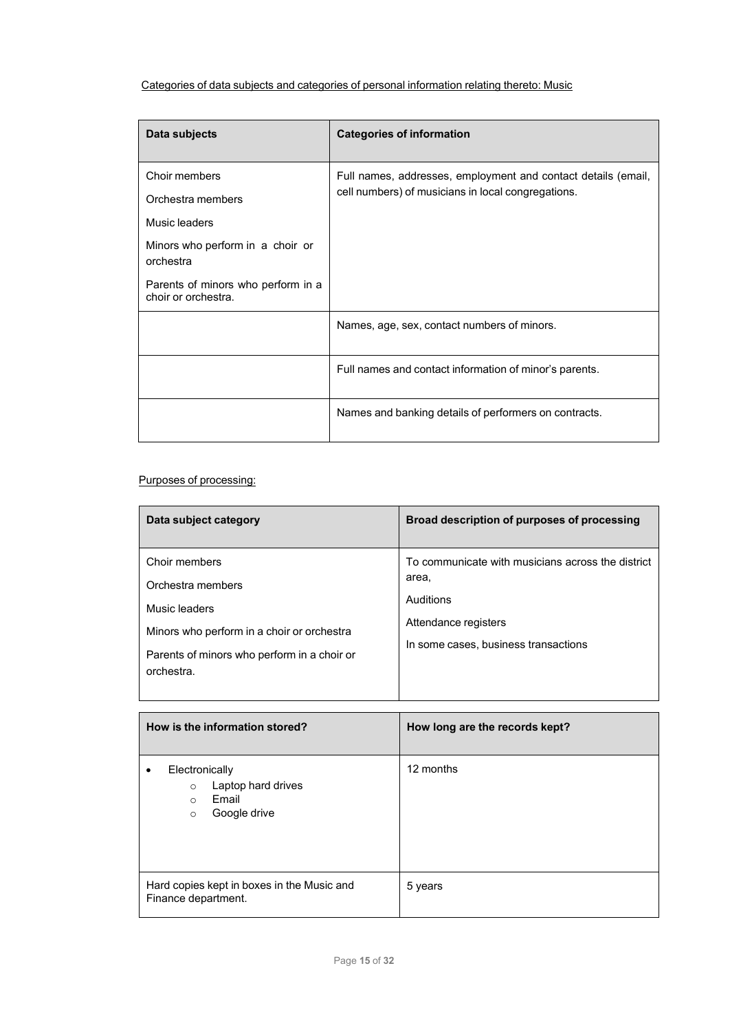Categories of data subjects and categories of personal information relating thereto: Music

| Data subjects | Categories of information |
|---|---|
| Choir members<br>Orchestra members<br>Music leaders<br>Minors who perform in a choir or orchestra<br>Parents of minors who perform in a choir or orchestra. | Full names, addresses, employment and contact details (email, cell numbers) of musicians in local congregations. |
| | Names, age, sex, contact numbers of minors. |
| | Full names and contact information of minor's parents. |
| | Names and banking details of performers on contracts. |

Purposes of processing:

| Data subject category | Broad description of purposes of processing |
|---|---|
| Choir members<br>Orchestra members<br>Music leaders<br>Minors who perform in a choir or orchestra<br>Parents of minors who perform in a choir or orchestra. | To communicate with musicians across the district area,<br>Auditions<br>Attendance registers<br>In some cases, business transactions |

| How is the information stored? | How long are the records kept? |
|---|---|
| • Electronically<br>  ◦ Laptop hard drives<br>  ◦ Email<br>  ◦ Google drive | 12 months |
| Hard copies kept in boxes in the Music and Finance department. | 5 years |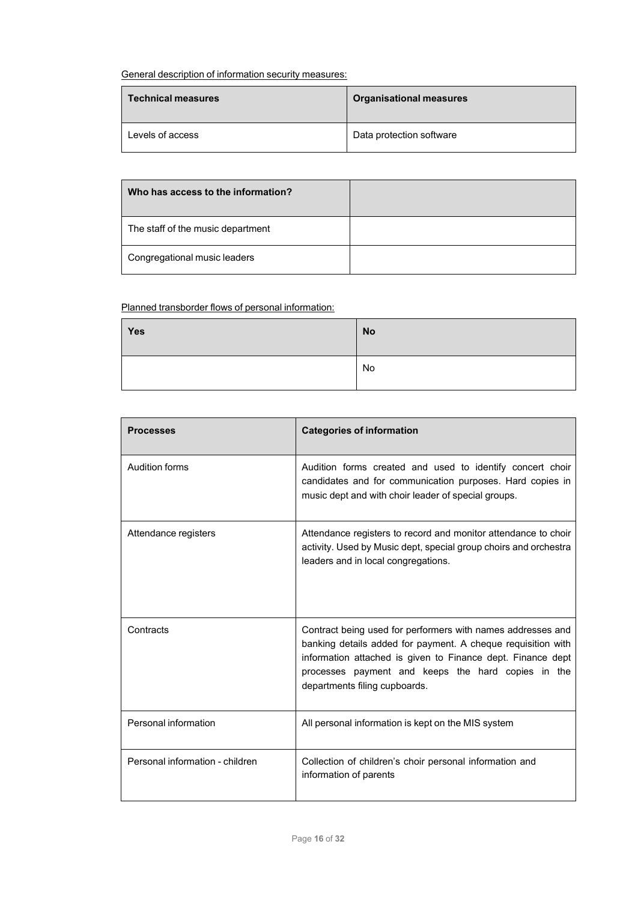General description of information security measures:

| **Technical measures** | **Organisational measures** |
| --- | --- |
| Levels of access | Data protection software |

| **Who has access to the information?** | |
| --- | --- |
| The staff of the music department | |
| Congregational music leaders | |

Planned transborder flows of personal information:

| **Yes** | **No** |
| --- | --- |
| | No |

| **Processes** | **Categories of information** |
| --- | --- |
| Audition forms | Audition forms created and used to identify concert choir candidates and for communication purposes. Hard copies in music dept and with choir leader of special groups. |
| Attendance registers | Attendance registers to record and monitor attendance to choir activity. Used by Music dept, special group choirs and orchestra leaders and in local congregations. |
| Contracts | Contract being used for performers with names addresses and banking details added for payment. A cheque requisition with information attached is given to Finance dept. Finance dept processes payment and keeps the hard copies in the departments filing cupboards. |
| Personal information | All personal information is kept on the MIS system |
| Personal information - children | Collection of children's choir personal information and information of parents |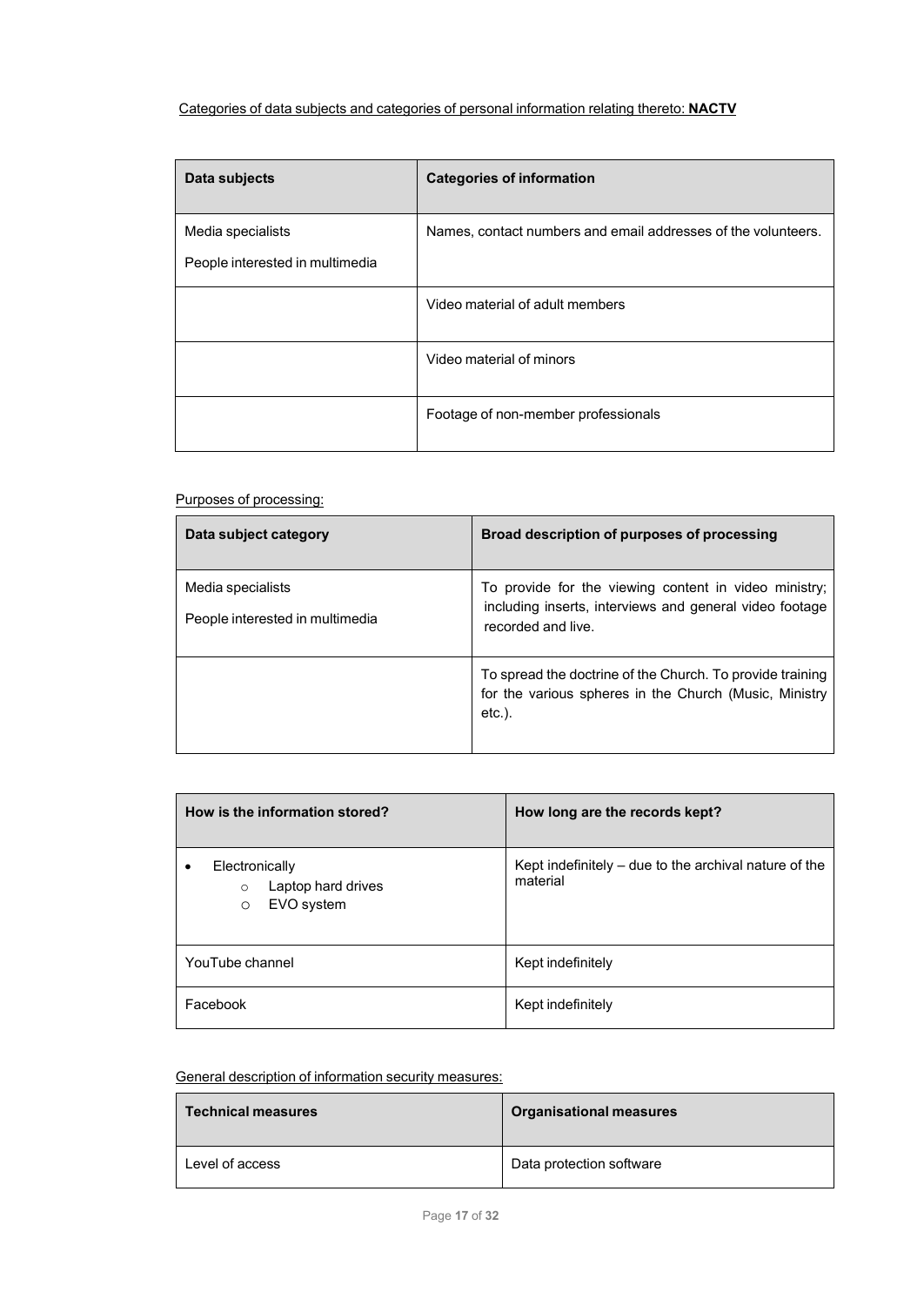Categories of data subjects and categories of personal information relating thereto: **NACTV**

| Data subjects | Categories of information |
|---|---|
| Media specialists<br>People interested in multimedia | Names, contact numbers and email addresses of the volunteers. |
| | Video material of adult members |
| | Video material of minors |
| | Footage of non-member professionals |

Purposes of processing:

| Data subject category | Broad description of purposes of processing |
|---|---|
| Media specialists<br>People interested in multimedia | To provide for the viewing content in video ministry; including inserts, interviews and general video footage recorded and live. |
| | To spread the doctrine of the Church. To provide training for the various spheres in the Church (Music, Ministry etc.). |

| How is the information stored? | How long are the records kept? |
|---|---|
| • Electronically<br>  ○ Laptop hard drives<br>  ○ EVO system | Kept indefinitely – due to the archival nature of the material |
| YouTube channel | Kept indefinitely |
| Facebook | Kept indefinitely |

General description of information security measures:

| Technical measures | Organisational measures |
|---|---|
| Level of access | Data protection software |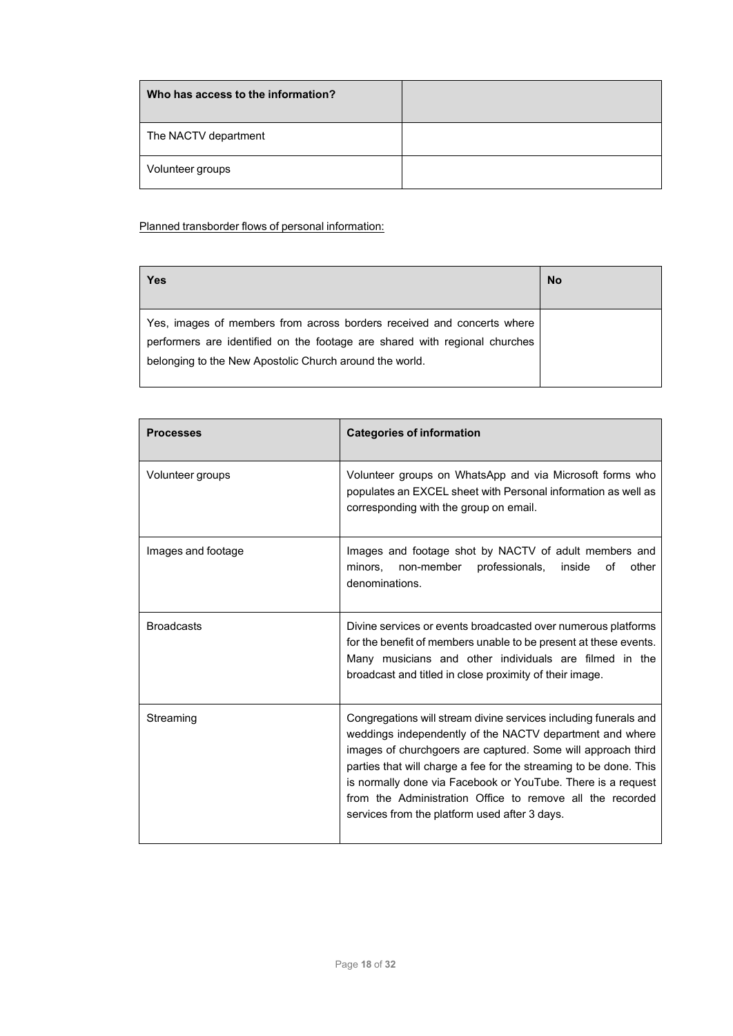| Who has access to the information? | |
|---|---|
| The NACTV department | |
| Volunteer groups | |

Planned transborder flows of personal information:

| Yes | No |
|---|---|
| Yes, images of members from across borders received and concerts where performers are identified on the footage are shared with regional churches belonging to the New Apostolic Church around the world. | |

| Processes | Categories of information |
|---|---|
| Volunteer groups | Volunteer groups on WhatsApp and via Microsoft forms who populates an EXCEL sheet with Personal information as well as corresponding with the group on email. |
| Images and footage | Images and footage shot by NACTV of adult members and minors, non-member professionals, inside of other denominations. |
| Broadcasts | Divine services or events broadcasted over numerous platforms for the benefit of members unable to be present at these events. Many musicians and other individuals are filmed in the broadcast and titled in close proximity of their image. |
| Streaming | Congregations will stream divine services including funerals and weddings independently of the NACTV department and where images of churchgoers are captured. Some will approach third parties that will charge a fee for the streaming to be done. This is normally done via Facebook or YouTube. There is a request from the Administration Office to remove all the recorded services from the platform used after 3 days. |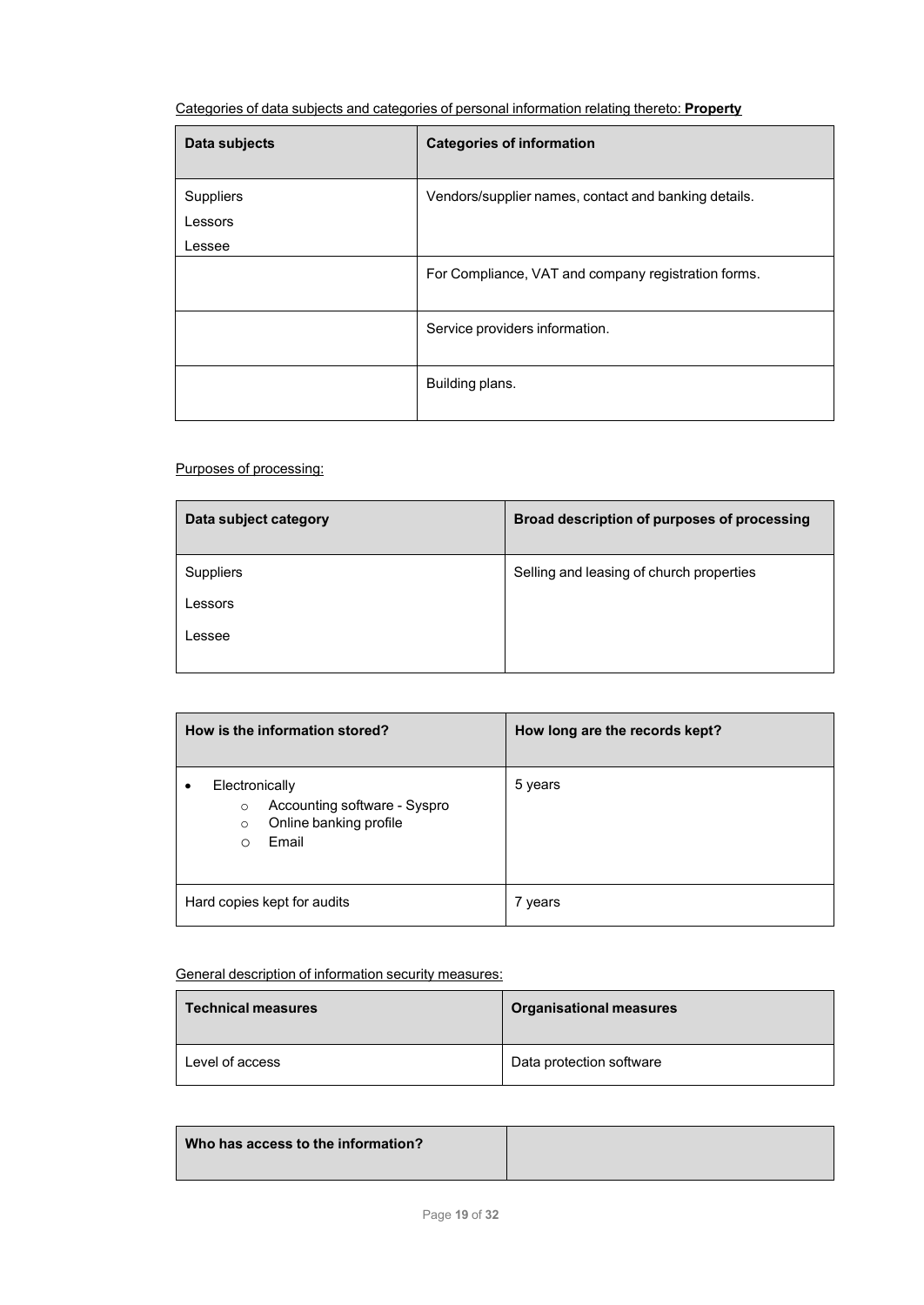Categories of data subjects and categories of personal information relating thereto: **Property**

| Data subjects | Categories of information |
|---|---|
| Suppliers<br>Lessors<br>Lessee | Vendors/supplier names, contact and banking details. |
| | For Compliance, VAT and company registration forms. |
| | Service providers information. |
| | Building plans. |

Purposes of processing:

| Data subject category | Broad description of purposes of processing |
|---|---|
| Suppliers<br>Lessors<br>Lessee | Selling and leasing of church properties |

| How is the information stored? | How long are the records kept? |
|---|---|
| • Electronically<br>  ○ Accounting software - Syspro<br>  ○ Online banking profile<br>  ○ Email | 5 years |
| Hard copies kept for audits | 7 years |

General description of information security measures:

| Technical measures | Organisational measures |
|---|---|
| Level of access | Data protection software |

| Who has access to the information? | |
|---|---|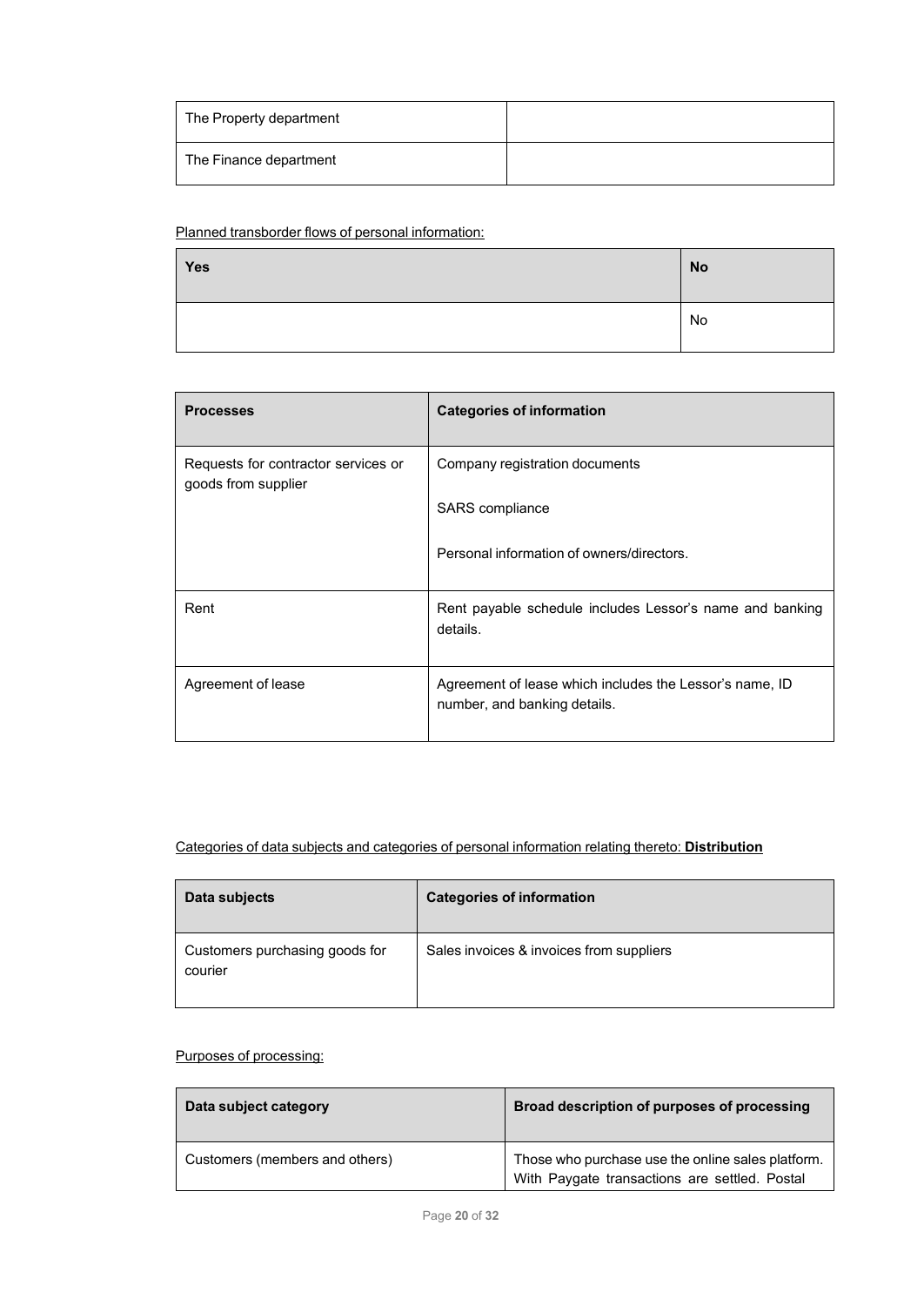| The Property department | |
|---|---|
| The Finance department | |

Planned transborder flows of personal information:

| Yes | No |
|---|---|
| | No |

| Processes | Categories of information |
|---|---|
| Requests for contractor services or goods from supplier | Company registration documents<br><br>SARS compliance<br><br>Personal information of owners/directors. |
| Rent | Rent payable schedule includes Lessor's name and banking details. |
| Agreement of lease | Agreement of lease which includes the Lessor's name, ID number, and banking details. |

Categories of data subjects and categories of personal information relating thereto: **Distribution**

| Data subjects | Categories of information |
|---|---|
| Customers purchasing goods for courier | Sales invoices & invoices from suppliers |

Purposes of processing:

| Data subject category | Broad description of purposes of processing |
|---|---|
| Customers (members and others) | Those who purchase use the online sales platform. With Paygate transactions are settled. Postal |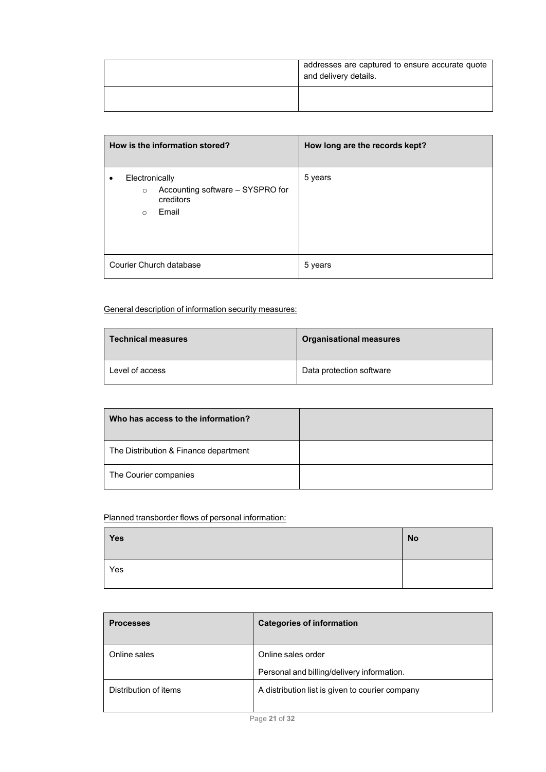| | addresses are captured to ensure accurate quote and delivery details. |
|---|---|
| | |

| How is the information stored? | How long are the records kept? |
|---|---|
| • Electronically<br>  ○ Accounting software – SYSPRO for creditors<br>  ○ Email | 5 years |
| Courier Church database | 5 years |

General description of information security measures:

| Technical measures | Organisational measures |
|---|---|
| Level of access | Data protection software |

| Who has access to the information? | |
|---|---|
| The Distribution & Finance department | |
| The Courier companies | |

Planned transborder flows of personal information:

| Yes | No |
|---|---|
| Yes | |

| Processes | Categories of information |
|---|---|
| Online sales | Online sales order<br>Personal and billing/delivery information. |
| Distribution of items | A distribution list is given to courier company |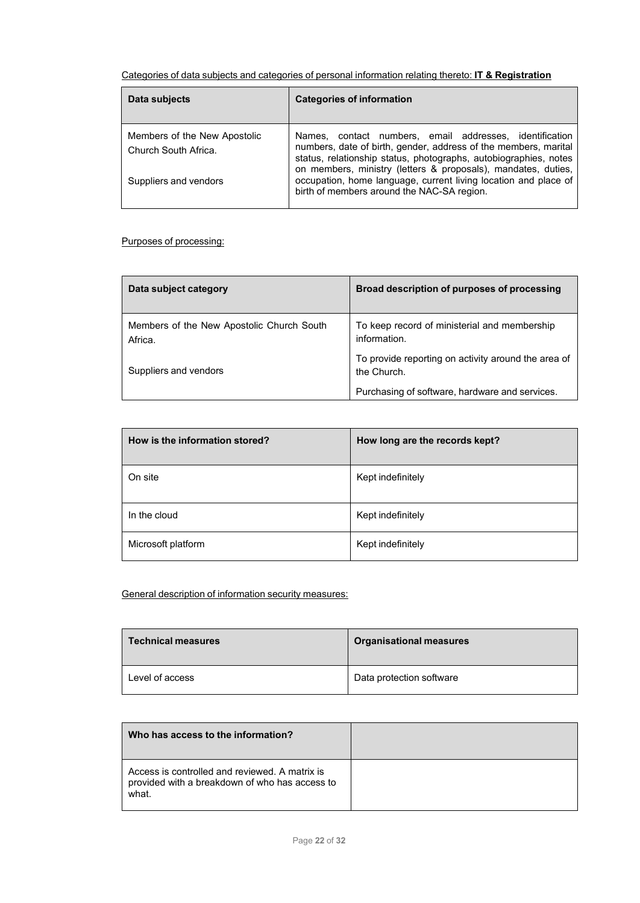Categories of data subjects and categories of personal information relating thereto: **IT & Registration**

| Data subjects | Categories of information |
| --- | --- |
| Members of the New Apostolic Church South Africa.<br><br>Suppliers and vendors | Names, contact numbers, email addresses, identification numbers, date of birth, gender, address of the members, marital status, relationship status, photographs, autobiographies, notes on members, ministry (letters & proposals), mandates, duties, occupation, home language, current living location and place of birth of members around the NAC-SA region. |

Purposes of processing:

| Data subject category | Broad description of purposes of processing |
| --- | --- |
| Members of the New Apostolic Church South Africa.<br><br>Suppliers and vendors | To keep record of ministerial and membership information.<br><br>To provide reporting on activity around the area of the Church.<br><br>Purchasing of software, hardware and services. |

| How is the information stored? | How long are the records kept? |
| --- | --- |
| On site | Kept indefinitely |
| In the cloud | Kept indefinitely |
| Microsoft platform | Kept indefinitely |

General description of information security measures:

| Technical measures | Organisational measures |
| --- | --- |
| Level of access | Data protection software |

| Who has access to the information? | |
| --- | --- |
| Access is controlled and reviewed. A matrix is provided with a breakdown of who has access to what. | |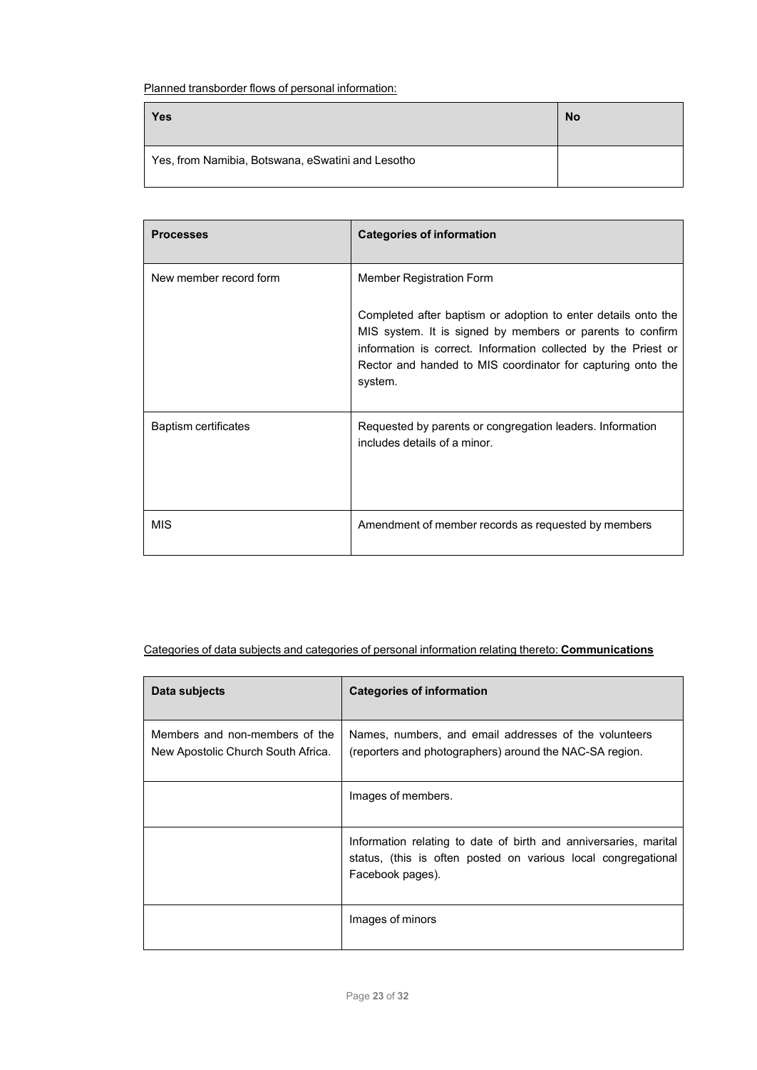Planned transborder flows of personal information:

| Yes | No |
| --- | --- |
| Yes, from Namibia, Botswana, eSwatini and Lesotho | |

| Processes | Categories of information |
| --- | --- |
| New member record form | Member Registration Form<br><br>Completed after baptism or adoption to enter details onto the MIS system. It is signed by members or parents to confirm information is correct. Information collected by the Priest or Rector and handed to MIS coordinator for capturing onto the system. |
| Baptism certificates | Requested by parents or congregation leaders. Information includes details of a minor. |
| MIS | Amendment of member records as requested by members |

Categories of data subjects and categories of personal information relating thereto: **Communications**

| Data subjects | Categories of information |
| --- | --- |
| Members and non-members of the New Apostolic Church South Africa. | Names, numbers, and email addresses of the volunteers (reporters and photographers) around the NAC-SA region. |
| | Images of members. |
| | Information relating to date of birth and anniversaries, marital status, (this is often posted on various local congregational Facebook pages). |
| | Images of minors |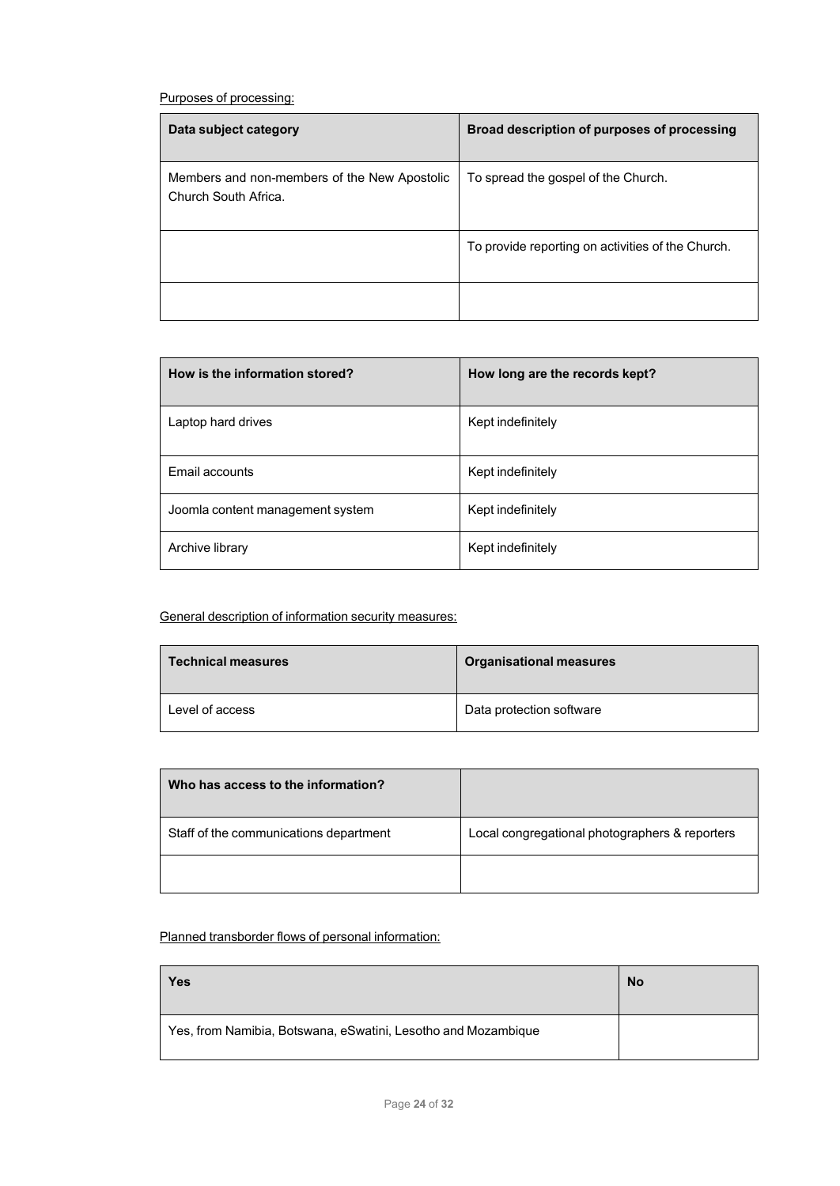Purposes of processing:

| Data subject category | Broad description of purposes of processing |
| --- | --- |
| Members and non-members of the New Apostolic Church South Africa. | To spread the gospel of the Church. |
| | To provide reporting on activities of the Church. |
| | |

| How is the information stored? | How long are the records kept? |
| --- | --- |
| Laptop hard drives | Kept indefinitely |
| Email accounts | Kept indefinitely |
| Joomla content management system | Kept indefinitely |
| Archive library | Kept indefinitely |

General description of information security measures:

| Technical measures | Organisational measures |
| --- | --- |
| Level of access | Data protection software |

| Who has access to the information? | |
| --- | --- |
| Staff of the communications department | Local congregational photographers & reporters |
| | |

Planned transborder flows of personal information:

| Yes | No |
| --- | --- |
| Yes, from Namibia, Botswana, eSwatini, Lesotho and Mozambique | |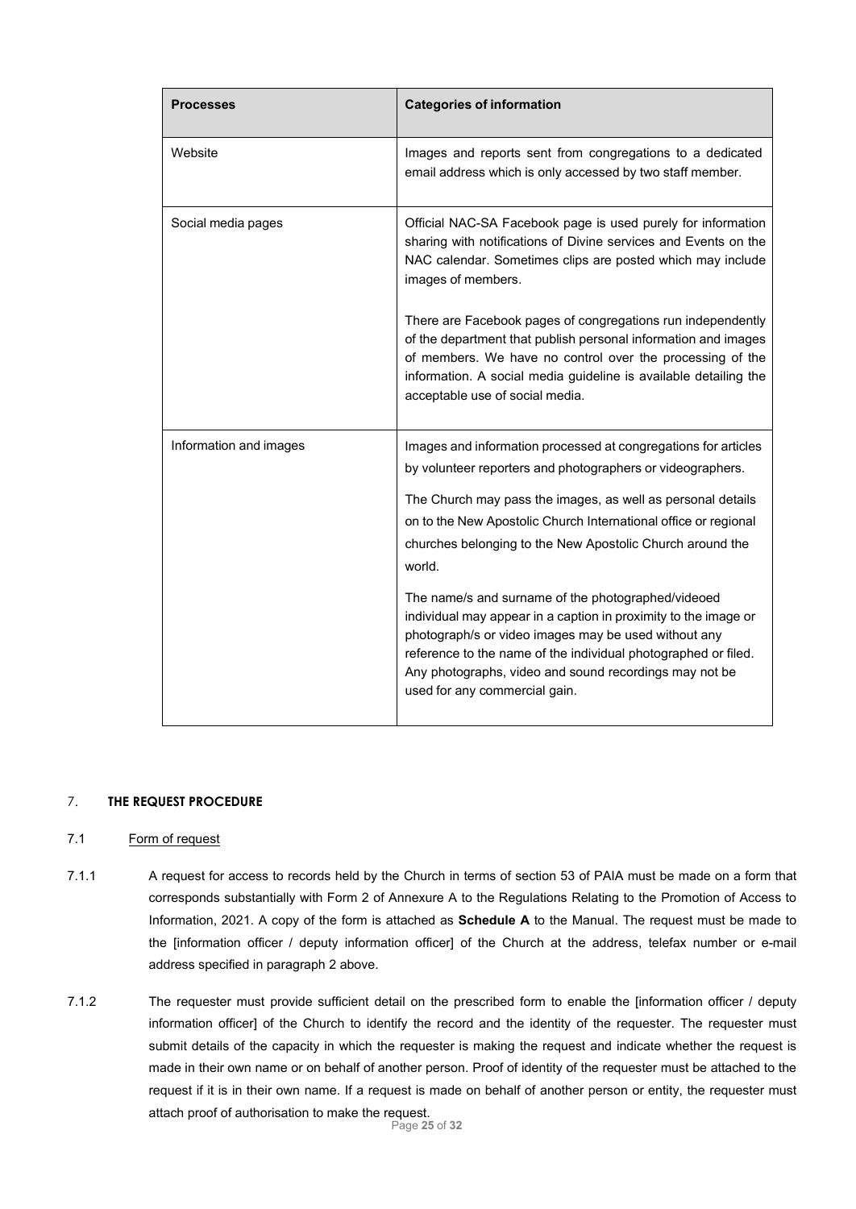| Processes | Categories of information |
|---|---|
| Website | Images and reports sent from congregations to a dedicated email address which is only accessed by two staff member. |
| Social media pages | Official NAC-SA Facebook page is used purely for information sharing with notifications of Divine services and Events on the NAC calendar. Sometimes clips are posted which may include images of members.<br><br>There are Facebook pages of congregations run independently of the department that publish personal information and images of members. We have no control over the processing of the information. A social media guideline is available detailing the acceptable use of social media. |
| Information and images | Images and information processed at congregations for articles by volunteer reporters and photographers or videographers.<br><br>The Church may pass the images, as well as personal details on to the New Apostolic Church International office or regional churches belonging to the New Apostolic Church around the world.<br><br>The name/s and surname of the photographed/videoed individual may appear in a caption in proximity to the image or photograph/s or video images may be used without any reference to the name of the individual photographed or filed. Any photographs, video and sound recordings may not be used for any commercial gain. |

## 7. THE REQUEST PROCEDURE

### 7.1 Form of request

7.1.1 A request for access to records held by the Church in terms of section 53 of PAIA must be made on a form that corresponds substantially with Form 2 of Annexure A to the Regulations Relating to the Promotion of Access to Information, 2021. A copy of the form is attached as **Schedule A** to the Manual. The request must be made to the [information officer / deputy information officer] of the Church at the address, telefax number or e-mail address specified in paragraph 2 above.

7.1.2 The requester must provide sufficient detail on the prescribed form to enable the [information officer / deputy information officer] of the Church to identify the record and the identity of the requester. The requester must submit details of the capacity in which the requester is making the request and indicate whether the request is made in their own name or on behalf of another person. Proof of identity of the requester must be attached to the request if it is in their own name. If a request is made on behalf of another person or entity, the requester must attach proof of authorisation to make the request.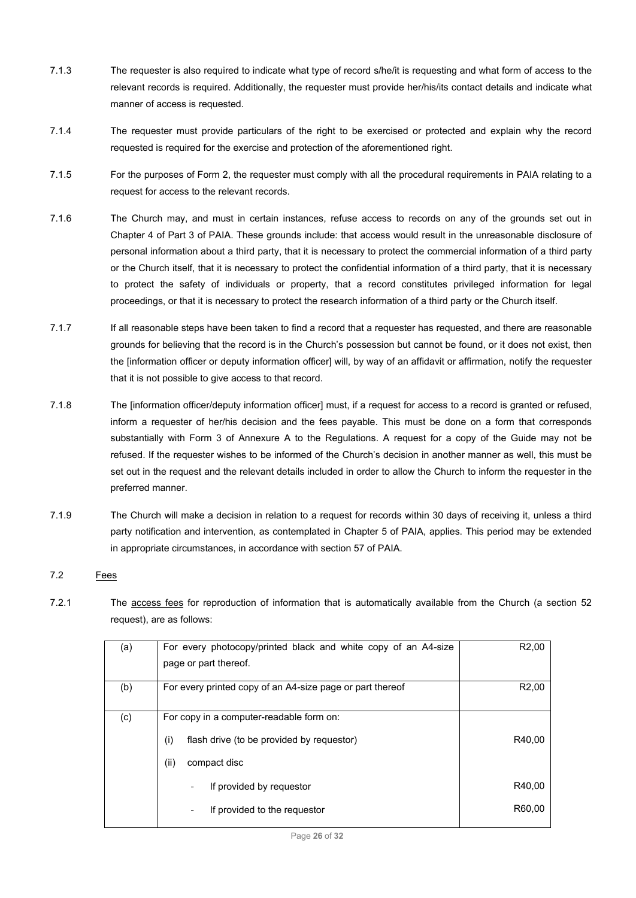7.1.3 The requester is also required to indicate what type of record s/he/it is requesting and what form of access to the relevant records is required. Additionally, the requester must provide her/his/its contact details and indicate what manner of access is requested.

7.1.4 The requester must provide particulars of the right to be exercised or protected and explain why the record requested is required for the exercise and protection of the aforementioned right.

7.1.5 For the purposes of Form 2, the requester must comply with all the procedural requirements in PAIA relating to a request for access to the relevant records.

7.1.6 The Church may, and must in certain instances, refuse access to records on any of the grounds set out in Chapter 4 of Part 3 of PAIA. These grounds include: that access would result in the unreasonable disclosure of personal information about a third party, that it is necessary to protect the commercial information of a third party or the Church itself, that it is necessary to protect the confidential information of a third party, that it is necessary to protect the safety of individuals or property, that a record constitutes privileged information for legal proceedings, or that it is necessary to protect the research information of a third party or the Church itself.

7.1.7 If all reasonable steps have been taken to find a record that a requester has requested, and there are reasonable grounds for believing that the record is in the Church's possession but cannot be found, or it does not exist, then the [information officer or deputy information officer] will, by way of an affidavit or affirmation, notify the requester that it is not possible to give access to that record.

7.1.8 The [information officer/deputy information officer] must, if a request for access to a record is granted or refused, inform a requester of her/his decision and the fees payable. This must be done on a form that corresponds substantially with Form 3 of Annexure A to the Regulations. A request for a copy of the Guide may not be refused. If the requester wishes to be informed of the Church's decision in another manner as well, this must be set out in the request and the relevant details included in order to allow the Church to inform the requester in the preferred manner.

7.1.9 The Church will make a decision in relation to a request for records within 30 days of receiving it, unless a third party notification and intervention, as contemplated in Chapter 5 of PAIA, applies. This period may be extended in appropriate circumstances, in accordance with section 57 of PAIA.

7.2 Fees

7.2.1 The access fees for reproduction of information that is automatically available from the Church (a section 52 request), are as follows:

| | | |
|---|---|---|
| (a) | For every photocopy/printed black and white copy of an A4-size page or part thereof. | R2,00 |
| (b) | For every printed copy of an A4-size page or part thereof | R2,00 |
| (c) | For copy in a computer-readable form on: | |
| | (i) flash drive (to be provided by requestor) | R40,00 |
| | (ii) compact disc | |
| | - If provided by requestor | R40,00 |
| | - If provided to the requestor | R60,00 |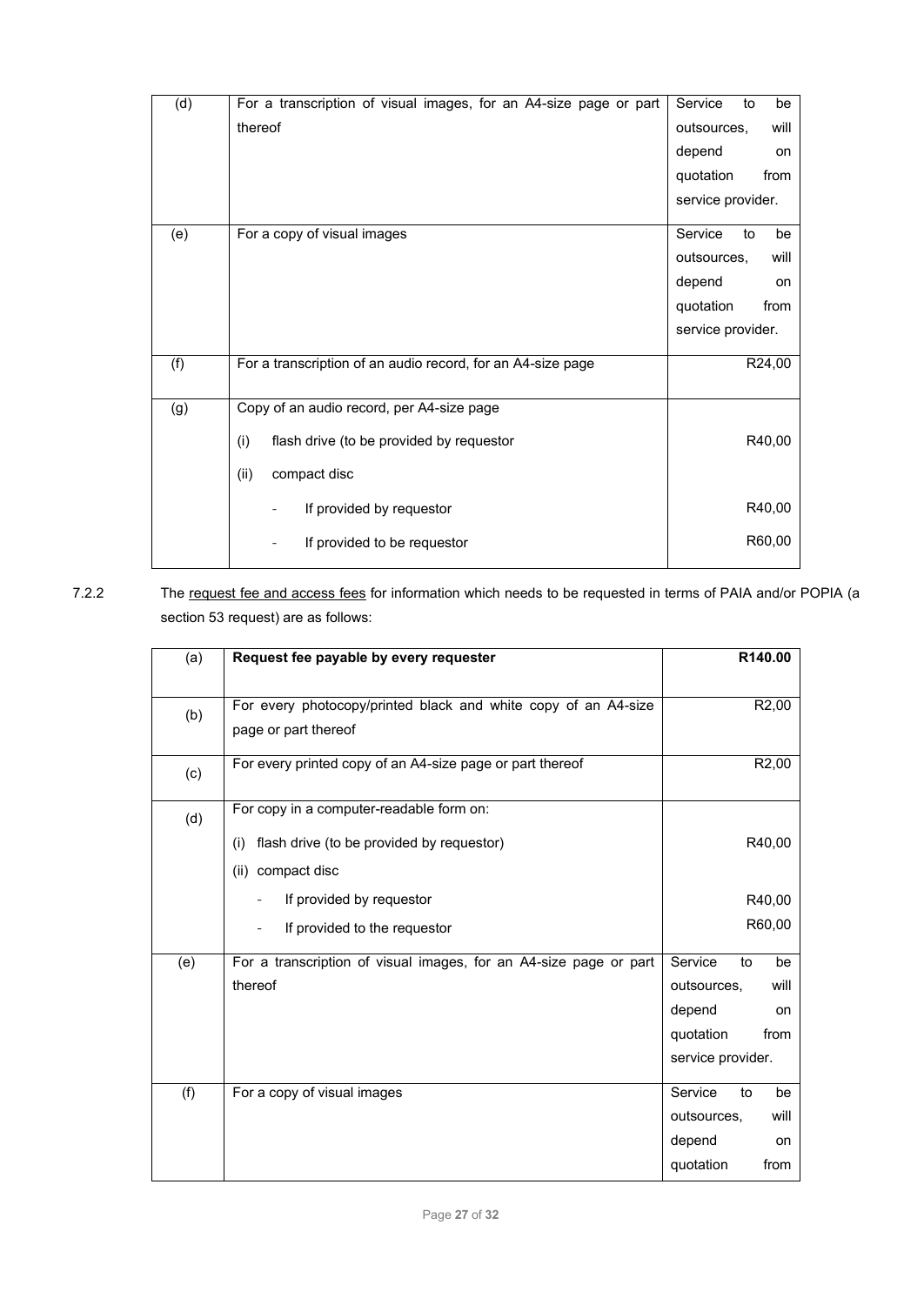| (d) | For a transcription of visual images, for an A4-size page or part thereof | Service to be outsources, will depend on quotation from service provider. |
|---|---|---|
| (e) | For a copy of visual images | Service to be outsources, will depend on quotation from service provider. |
| (f) | For a transcription of an audio record, for an A4-size page | R24,00 |
| (g) | Copy of an audio record, per A4-size page<br>(i) flash drive (to be provided by requestor<br>(ii) compact disc<br>- If provided by requestor<br>- If provided to be requestor | <br>R40,00<br><br>R40,00<br>R60,00 |

7.2.2 The request fee and access fees for information which needs to be requested in terms of PAIA and/or POPIA (a section 53 request) are as follows:

| (a) | **Request fee payable by every requester** | **R140.00** |
|---|---|---|
| (b) | For every photocopy/printed black and white copy of an A4-size page or part thereof | R2,00 |
| (c) | For every printed copy of an A4-size page or part thereof | R2,00 |
| (d) | For copy in a computer-readable form on:<br>(i) flash drive (to be provided by requestor)<br>(ii) compact disc<br>- If provided by requestor<br>- If provided to the requestor | <br>R40,00<br><br>R40,00<br>R60,00 |
| (e) | For a transcription of visual images, for an A4-size page or part thereof | Service to be outsources, will depend on quotation from service provider. |
| (f) | For a copy of visual images | Service to be outsources, will depend on quotation from |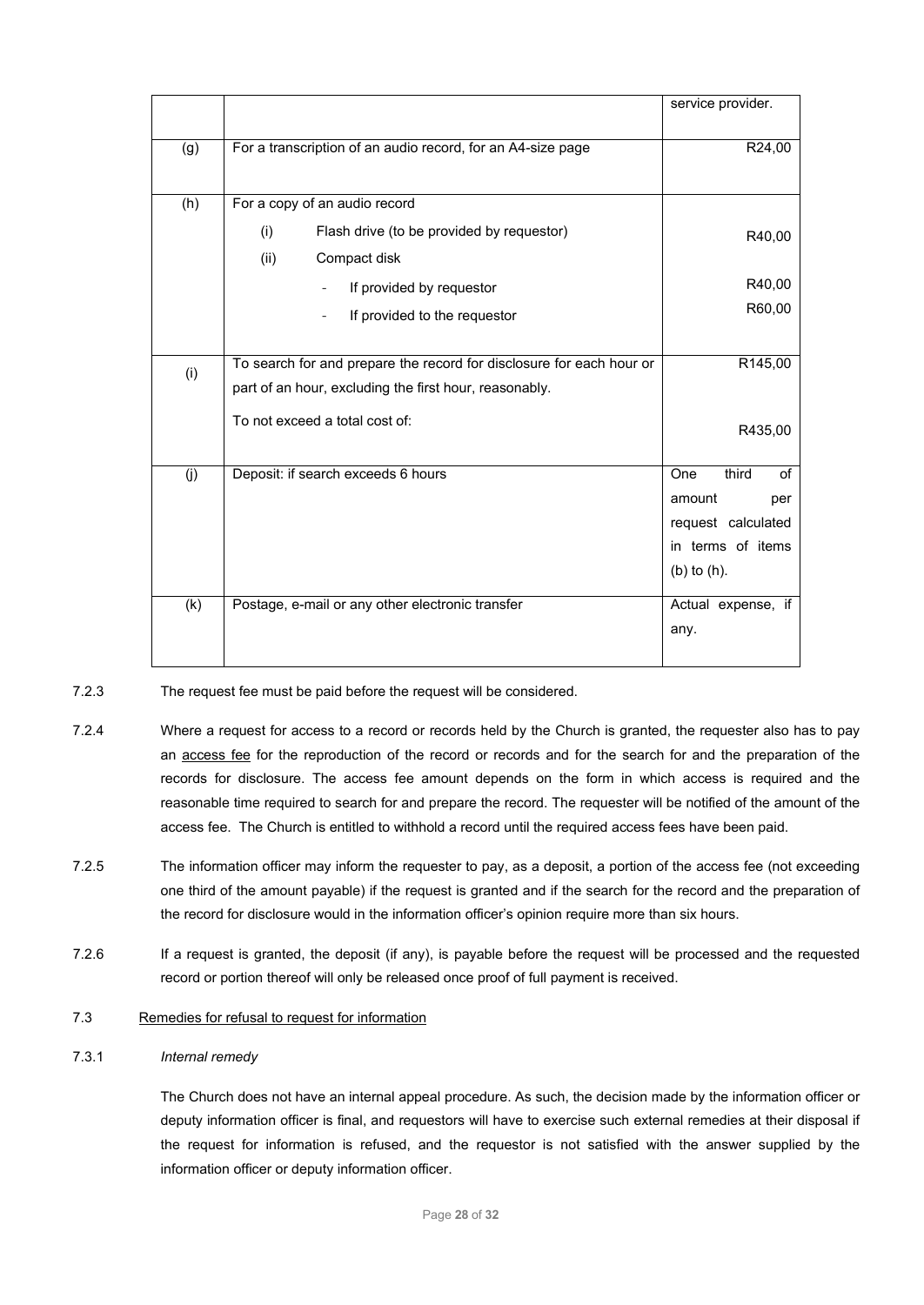| | | |
|---|---|---|
| | | service provider. |
| (g) | For a transcription of an audio record, for an A4-size page | R24,00 |
| (h) | For a copy of an audio record<br>(i) Flash drive (to be provided by requestor)<br>(ii) Compact disk<br>- If provided by requestor<br>- If provided to the requestor | <br>R40,00<br><br>R40,00<br>R60,00 |
| (i) | To search for and prepare the record for disclosure for each hour or part of an hour, excluding the first hour, reasonably.<br>To not exceed a total cost of: | R145,00<br><br>R435,00 |
| (j) | Deposit: if search exceeds 6 hours | One third of amount per request calculated in terms of items (b) to (h). |
| (k) | Postage, e-mail or any other electronic transfer | Actual expense, if any. |

7.2.3 The request fee must be paid before the request will be considered.

7.2.4 Where a request for access to a record or records held by the Church is granted, the requester also has to pay an access fee for the reproduction of the record or records and for the search for and the preparation of the records for disclosure. The access fee amount depends on the form in which access is required and the reasonable time required to search for and prepare the record. The requester will be notified of the amount of the access fee. The Church is entitled to withhold a record until the required access fees have been paid.

7.2.5 The information officer may inform the requester to pay, as a deposit, a portion of the access fee (not exceeding one third of the amount payable) if the request is granted and if the search for the record and the preparation of the record for disclosure would in the information officer's opinion require more than six hours.

7.2.6 If a request is granted, the deposit (if any), is payable before the request will be processed and the requested record or portion thereof will only be released once proof of full payment is received.

7.3 Remedies for refusal to request for information

7.3.1 *Internal remedy*

The Church does not have an internal appeal procedure. As such, the decision made by the information officer or deputy information officer is final, and requestors will have to exercise such external remedies at their disposal if the request for information is refused, and the requestor is not satisfied with the answer supplied by the information officer or deputy information officer.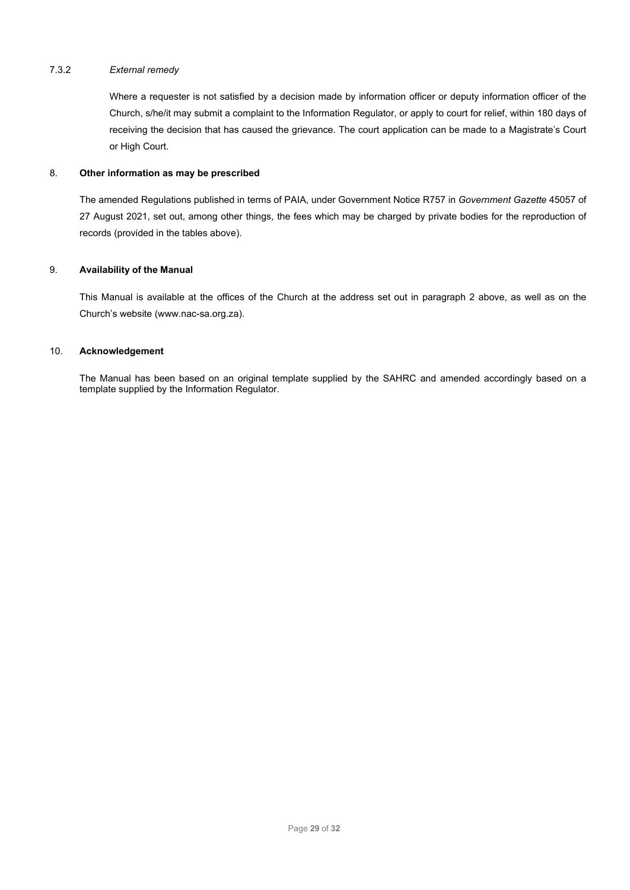#### 7.3.2 *External remedy*

Where a requester is not satisfied by a decision made by information officer or deputy information officer of the Church, s/he/it may submit a complaint to the Information Regulator, or apply to court for relief, within 180 days of receiving the decision that has caused the grievance. The court application can be made to a Magistrate's Court or High Court.

## 8. Other information as may be prescribed

The amended Regulations published in terms of PAIA, under Government Notice R757 in *Government Gazette* 45057 of 27 August 2021, set out, among other things, the fees which may be charged by private bodies for the reproduction of records (provided in the tables above).

## 9. Availability of the Manual

This Manual is available at the offices of the Church at the address set out in paragraph 2 above, as well as on the Church's website (www.nac-sa.org.za).

## 10. Acknowledgement

The Manual has been based on an original template supplied by the SAHRC and amended accordingly based on a template supplied by the Information Regulator.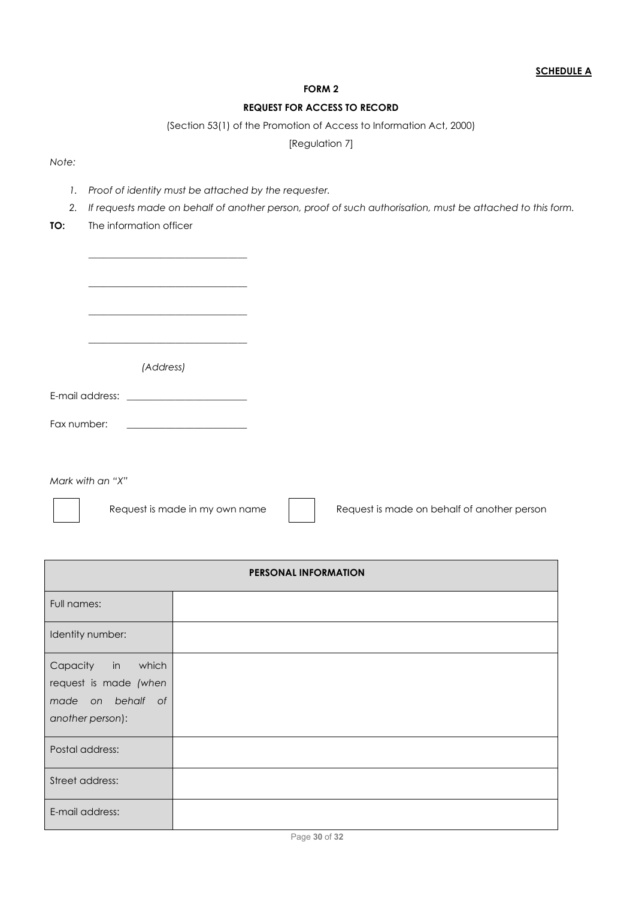**SCHEDULE A**

**FORM 2**

**REQUEST FOR ACCESS TO RECORD**

(Section 53(1) of the Promotion of Access to Information Act, 2000)

[Regulation 7]

*Note:*

1. *Proof of identity must be attached by the requester.*
2. *If requests made on behalf of another person, proof of such authorisation, must be attached to this form.*

**TO:** The information officer

\_\_\_\_\_\_\_\_\_\_\_\_\_\_\_\_\_\_\_\_\_\_\_\_\_\_\_\_\_\_\_\_

\_\_\_\_\_\_\_\_\_\_\_\_\_\_\_\_\_\_\_\_\_\_\_\_\_\_\_\_\_\_\_\_

\_\_\_\_\_\_\_\_\_\_\_\_\_\_\_\_\_\_\_\_\_\_\_\_\_\_\_\_\_\_\_\_

\_\_\_\_\_\_\_\_\_\_\_\_\_\_\_\_\_\_\_\_\_\_\_\_\_\_\_\_\_\_\_\_

*(Address)*

E-mail address: \_\_\_\_\_\_\_\_\_\_\_\_\_\_\_\_\_\_\_\_\_\_\_\_\_\_

Fax number: \_\_\_\_\_\_\_\_\_\_\_\_\_\_\_\_\_\_\_\_\_\_\_\_\_\_

*Mark with an "X"*

☐ Request is made in my own name ☐ Request is made on behalf of another person

| PERSONAL INFORMATION | |
|---|---|
| Full names: | |
| Identity number: | |
| Capacity in which request is made *(when made on behalf of another person)*: | |
| Postal address: | |
| Street address: | |
| E-mail address: | |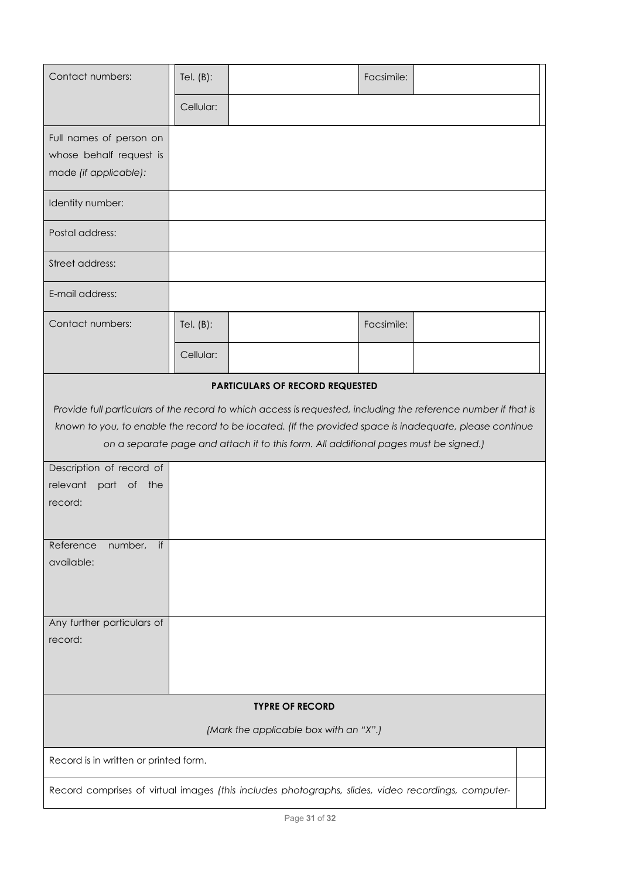| | | | | |
|---|---|---|---|---|
| Contact numbers: | Tel. (B): | | Facsimile: | |
| | Cellular: | | | |
| Full names of person on whose behalf request is made *(if applicable)*: | | | | |
| Identity number: | | | | |
| Postal address: | | | | |
| Street address: | | | | |
| E-mail address: | | | | |
| Contact numbers: | Tel. (B): | | Facsimile: | |
| | Cellular: | | | |

**PARTICULARS OF RECORD REQUESTED**

*Provide full particulars of the record to which access is requested, including the reference number if that is known to you, to enable the record to be located. (If the provided space is inadequate, please continue on a separate page and attach it to this form. All additional pages must be signed.)*

| | |
|---|---|
| Description of record of relevant part of the record: | |
| Reference number, if available: | |
| Any further particulars of record: | |

**TYPRE OF RECORD**

*(Mark the applicable box with an "X".)*

| | |
|---|---|
| Record is in written or printed form. | |
| Record comprises of virtual images *(this includes photographs, slides, video recordings, computer-* | |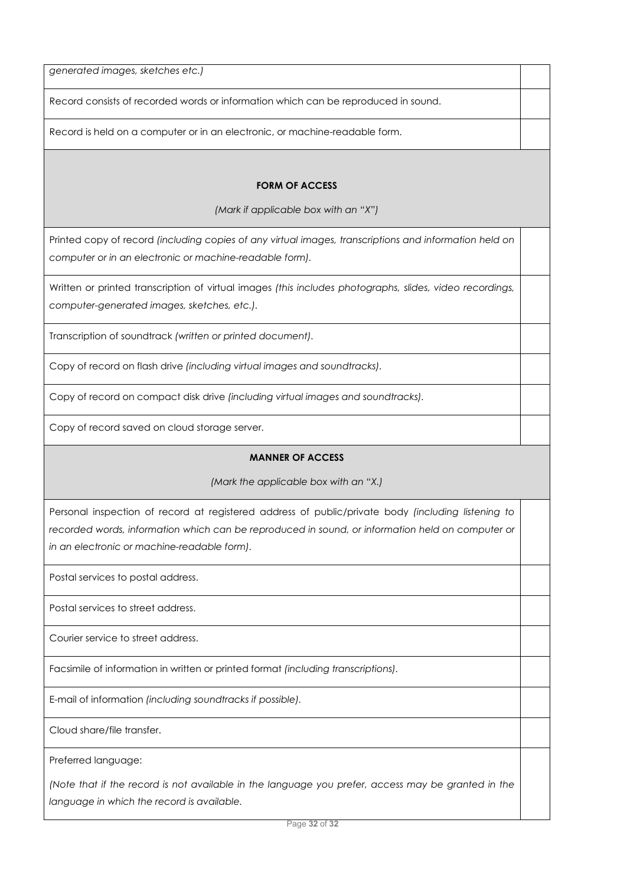| | |
|---|---|
| *generated images, sketches etc.)* | |
| Record consists of recorded words or information which can be reproduced in sound. | |
| Record is held on a computer or in an electronic, or machine-readable form. | |
| **FORM OF ACCESS**<br>*(Mark if applicable box with an "X")* | |
| Printed copy of record *(including copies of any virtual images, transcriptions and information held on computer or in an electronic or machine-readable form).* | |
| Written or printed transcription of virtual images *(this includes photographs, slides, video recordings, computer-generated images, sketches, etc.).* | |
| Transcription of soundtrack *(written or printed document).* | |
| Copy of record on flash drive *(including virtual images and soundtracks).* | |
| Copy of record on compact disk drive *(including virtual images and soundtracks).* | |
| Copy of record saved on cloud storage server. | |
| **MANNER OF ACCESS**<br>*(Mark the applicable box with an "X.)* | |
| Personal inspection of record at registered address of public/private body *(including listening to recorded words, information which can be reproduced in sound, or information held on computer or in an electronic or machine-readable form).* | |
| Postal services to postal address. | |
| Postal services to street address. | |
| Courier service to street address. | |
| Facsimile of information in written or printed format *(including transcriptions).* | |
| E-mail of information *(including soundtracks if possible).* | |
| Cloud share/file transfer. | |
| Preferred language:<br>*(Note that if the record is not available in the language you prefer, access may be granted in the language in which the record is available.* | |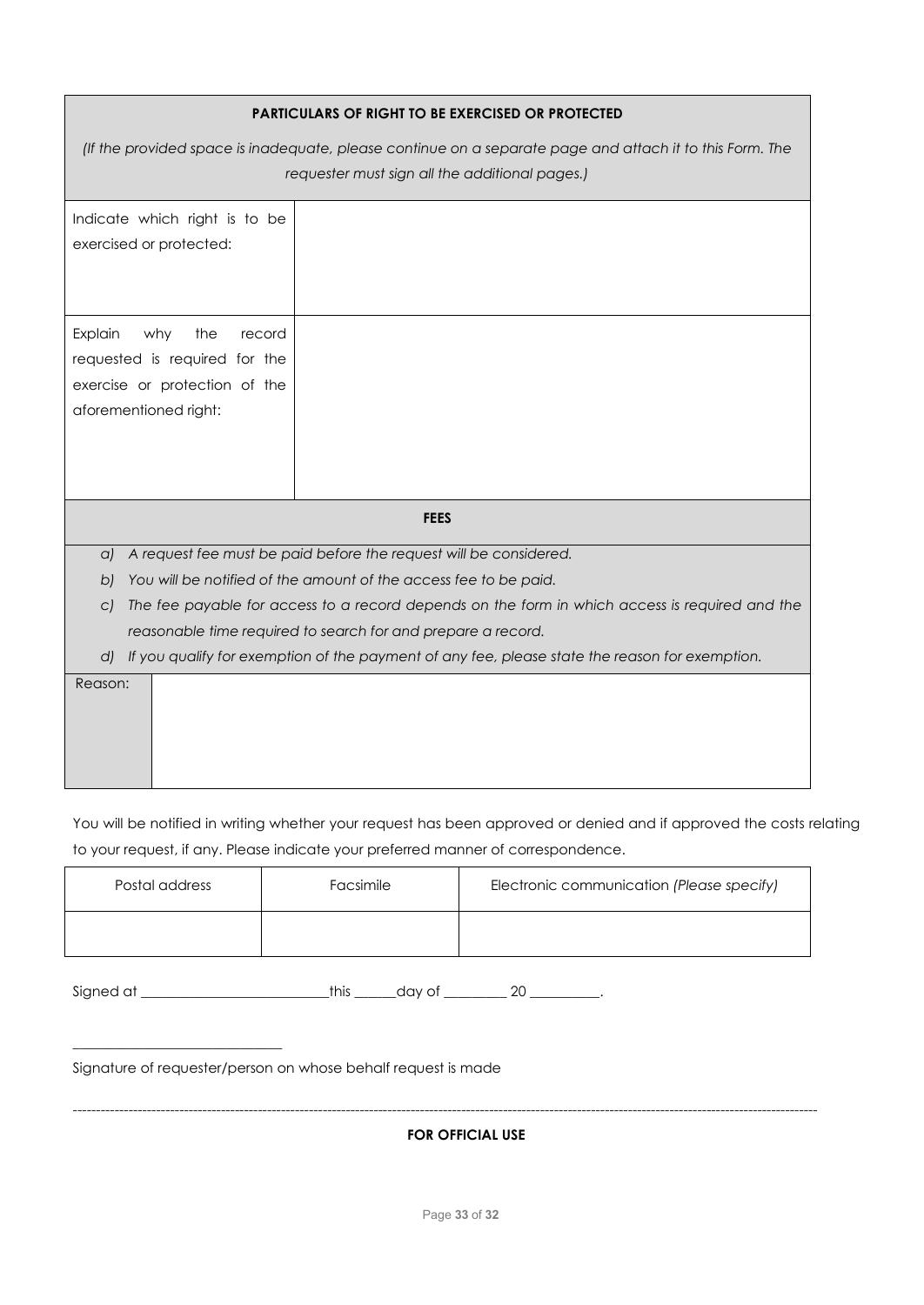| **PARTICULARS OF RIGHT TO BE EXERCISED OR PROTECTED** | |
|---|---|
| *(If the provided space is inadequate, please continue on a separate page and attach it to this Form. The requester must sign all the additional pages.)* | |
| Indicate which right is to be exercised or protected: | |
| Explain why the record requested is required for the exercise or protection of the aforementioned right: | |

| **FEES** | |
|---|---|
| *a) A request fee must be paid before the request will be considered.*<br>*b) You will be notified of the amount of the access fee to be paid.*<br>*c) The fee payable for access to a record depends on the form in which access is required and the reasonable time required to search for and prepare a record.*<br>*d) If you qualify for exemption of the payment of any fee, please state the reason for exemption.* | |
| Reason: | |

You will be notified in writing whether your request has been approved or denied and if approved the costs relating to your request, if any. Please indicate your preferred manner of correspondence.

| Postal address | Facsimile | Electronic communication *(Please specify)* |
|---|---|---|
| | | |

Signed at ____________________________this ______day of _________ 20 __________.

______________________________

Signature of requester/person on whose behalf request is made

---

**FOR OFFICIAL USE**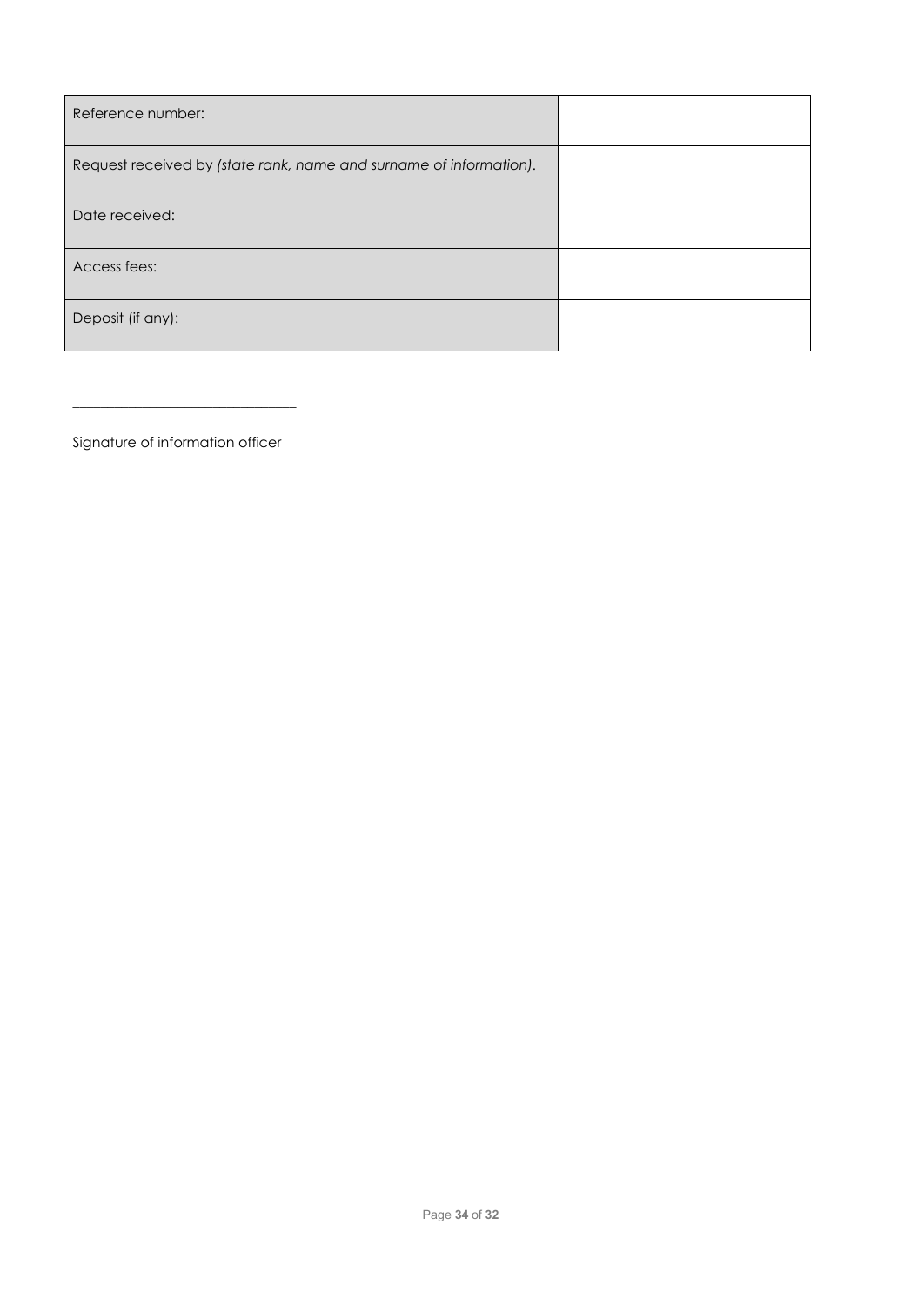| | |
|---|---|
| Reference number: | |
| Request received by *(state rank, name and surname of information).* | |
| Date received: | |
| Access fees: | |
| Deposit (if any): | |

_______________________________

Signature of information officer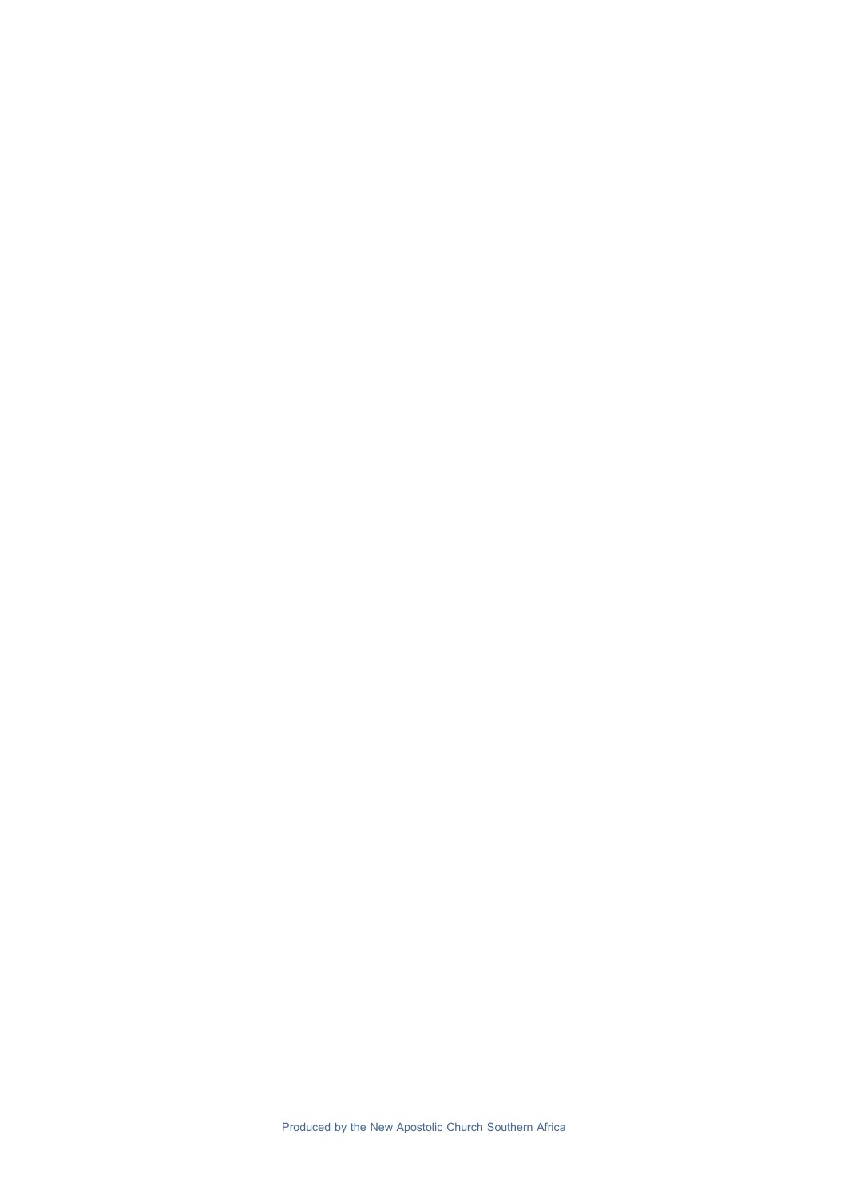Produced by the New Apostolic Church Southern Africa